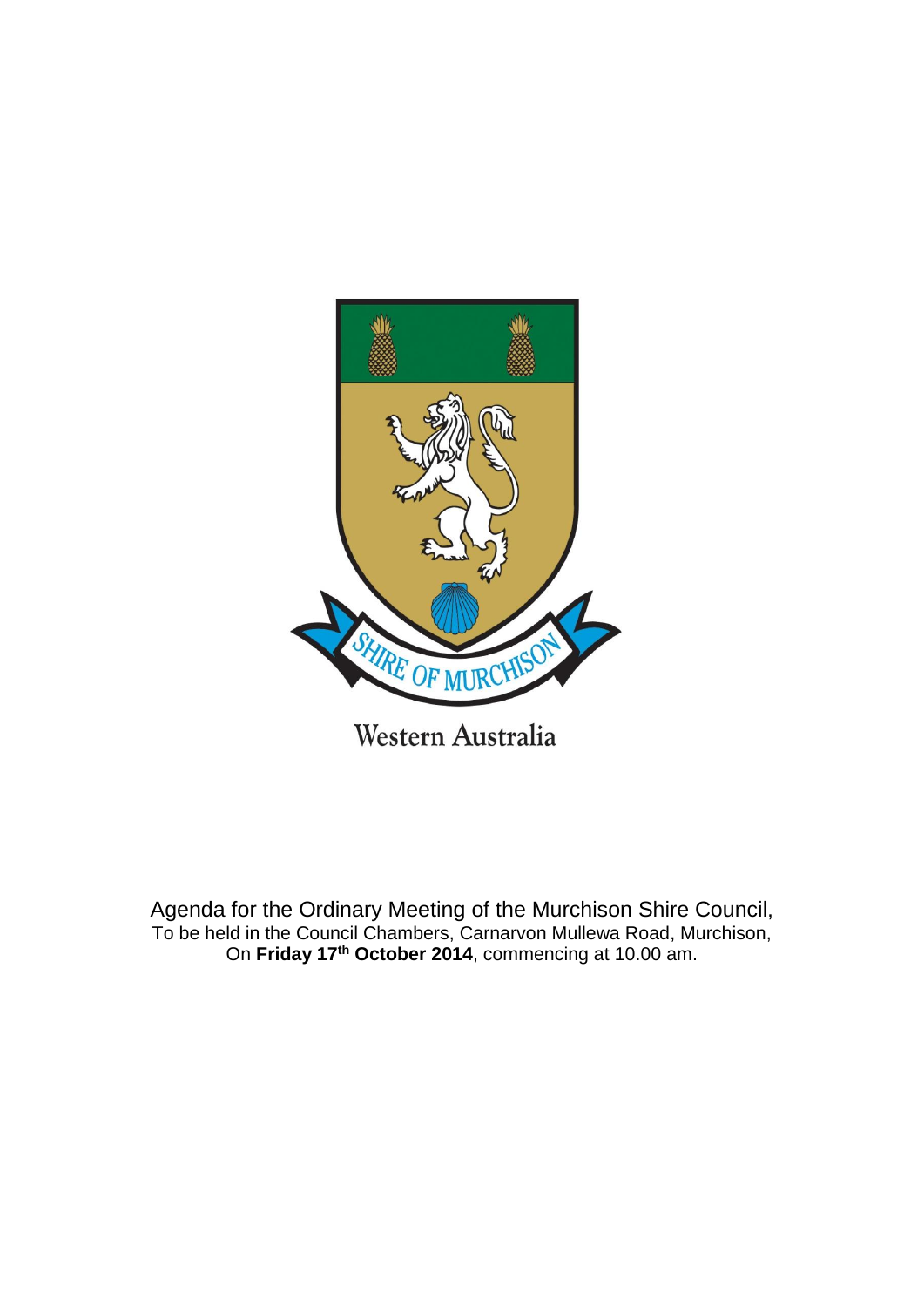SHIRE OF MURCHISON

Western Australia

Agenda for the Ordinary Meeting of the Murchison Shire Council,
To be held in the Council Chambers, Carnarvon Mullewa Road, Murchison,
On **Friday 17th October 2014**, commencing at 10.00 am.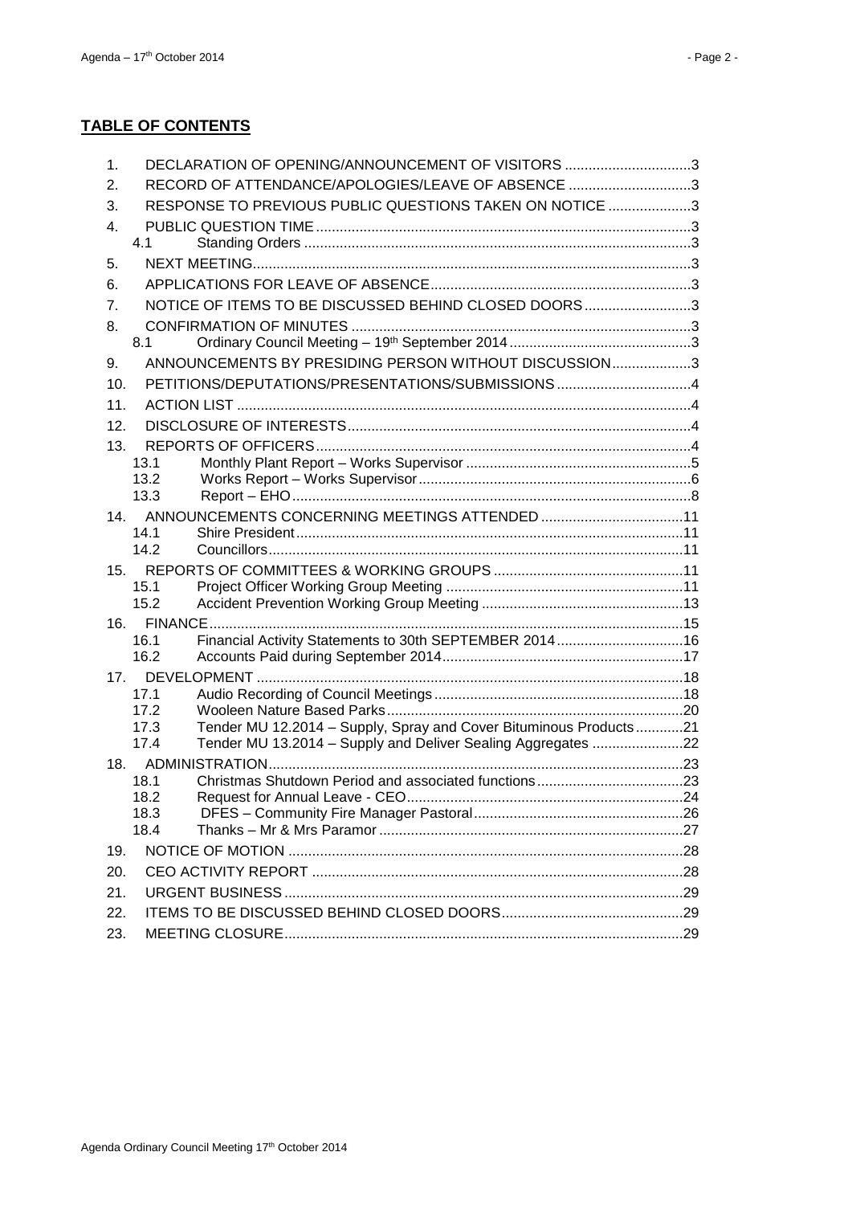## TABLE OF CONTENTS

1. DECLARATION OF OPENING/ANNOUNCEMENT OF VISITORS ................................3
2. RECORD OF ATTENDANCE/APOLOGIES/LEAVE OF ABSENCE ...............................3
3. RESPONSE TO PREVIOUS PUBLIC QUESTIONS TAKEN ON NOTICE .....................3
4. PUBLIC QUESTION TIME ..............................................................................................3
   - 4.1 Standing Orders .................................................................................................3
5. NEXT MEETING..............................................................................................................3
6. APPLICATIONS FOR LEAVE OF ABSENCE..................................................................3
7. NOTICE OF ITEMS TO BE DISCUSSED BEHIND CLOSED DOORS...........................3
8. CONFIRMATION OF MINUTES .....................................................................................3
   - 8.1 Ordinary Council Meeting – 19th September 2014 ..............................................3
9. ANNOUNCEMENTS BY PRESIDING PERSON WITHOUT DISCUSSION....................3
10. PETITIONS/DEPUTATIONS/PRESENTATIONS/SUBMISSIONS ..................................4
11. ACTION LIST ..................................................................................................................4
12. DISCLOSURE OF INTERESTS......................................................................................4
13. REPORTS OF OFFICERS..............................................................................................4
    - 13.1 Monthly Plant Report – Works Supervisor .........................................................5
    - 13.2 Works Report – Works Supervisor.....................................................................6
    - 13.3 Report – EHO.....................................................................................................8
14. ANNOUNCEMENTS CONCERNING MEETINGS ATTENDED ....................................11
    - 14.1 Shire President..................................................................................................11
    - 14.2 Councillors........................................................................................................11
15. REPORTS OF COMMITTEES & WORKING GROUPS ................................................11
    - 15.1 Project Officer Working Group Meeting ............................................................11
    - 15.2 Accident Prevention Working Group Meeting ...................................................13
16. FINANCE........................................................................................................................15
    - 16.1 Financial Activity Statements to 30th SEPTEMBER 2014................................16
    - 16.2 Accounts Paid during September 2014.............................................................17
17. DEVELOPMENT ............................................................................................................18
    - 17.1 Audio Recording of Council Meetings...............................................................18
    - 17.2 Wooleen Nature Based Parks...........................................................................20
    - 17.3 Tender MU 12.2014 – Supply, Spray and Cover Bituminous Products............21
    - 17.4 Tender MU 13.2014 – Supply and Deliver Sealing Aggregates .......................22
18. ADMINISTRATION........................................................................................................23
    - 18.1 Christmas Shutdown Period and associated functions.....................................23
    - 18.2 Request for Annual Leave - CEO......................................................................24
    - 18.3 DFES – Community Fire Manager Pastoral.....................................................26
    - 18.4 Thanks – Mr & Mrs Paramor ............................................................................27
19. NOTICE OF MOTION ....................................................................................................28
20. CEO ACTIVITY REPORT .............................................................................................28
21. URGENT BUSINESS.....................................................................................................29
22. ITEMS TO BE DISCUSSED BEHIND CLOSED DOORS..............................................29
23. MEETING CLOSURE.....................................................................................................29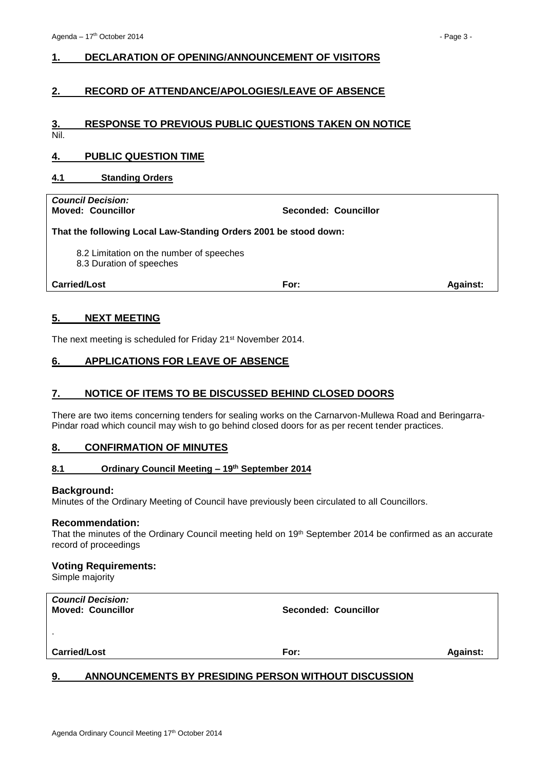## 1. DECLARATION OF OPENING/ANNOUNCEMENT OF VISITORS

## 2. RECORD OF ATTENDANCE/APOLOGIES/LEAVE OF ABSENCE

## 3. RESPONSE TO PREVIOUS PUBLIC QUESTIONS TAKEN ON NOTICE

Nil.

## 4. PUBLIC QUESTION TIME

### 4.1 Standing Orders

*Council Decision:*

**Moved: Councillor** **Seconded: Councillor**

**That the following Local Law-Standing Orders 2001 be stood down:**

8.2 Limitation on the number of speeches
8.3 Duration of speeches

**Carried/Lost** **For:** **Against:**

## 5. NEXT MEETING

The next meeting is scheduled for Friday 21st November 2014.

## 6. APPLICATIONS FOR LEAVE OF ABSENCE

## 7. NOTICE OF ITEMS TO BE DISCUSSED BEHIND CLOSED DOORS

There are two items concerning tenders for sealing works on the Carnarvon-Mullewa Road and Beringarra-Pindar road which council may wish to go behind closed doors for as per recent tender practices.

## 8. CONFIRMATION OF MINUTES

### 8.1 Ordinary Council Meeting – 19th September 2014

**Background:**

Minutes of the Ordinary Meeting of Council have previously been circulated to all Councillors.

**Recommendation:**

That the minutes of the Ordinary Council meeting held on 19th September 2014 be confirmed as an accurate record of proceedings

**Voting Requirements:**

Simple majority

*Council Decision:*

**Moved: Councillor** **Seconded: Councillor**

.

**Carried/Lost** **For:** **Against:**

## 9. ANNOUNCEMENTS BY PRESIDING PERSON WITHOUT DISCUSSION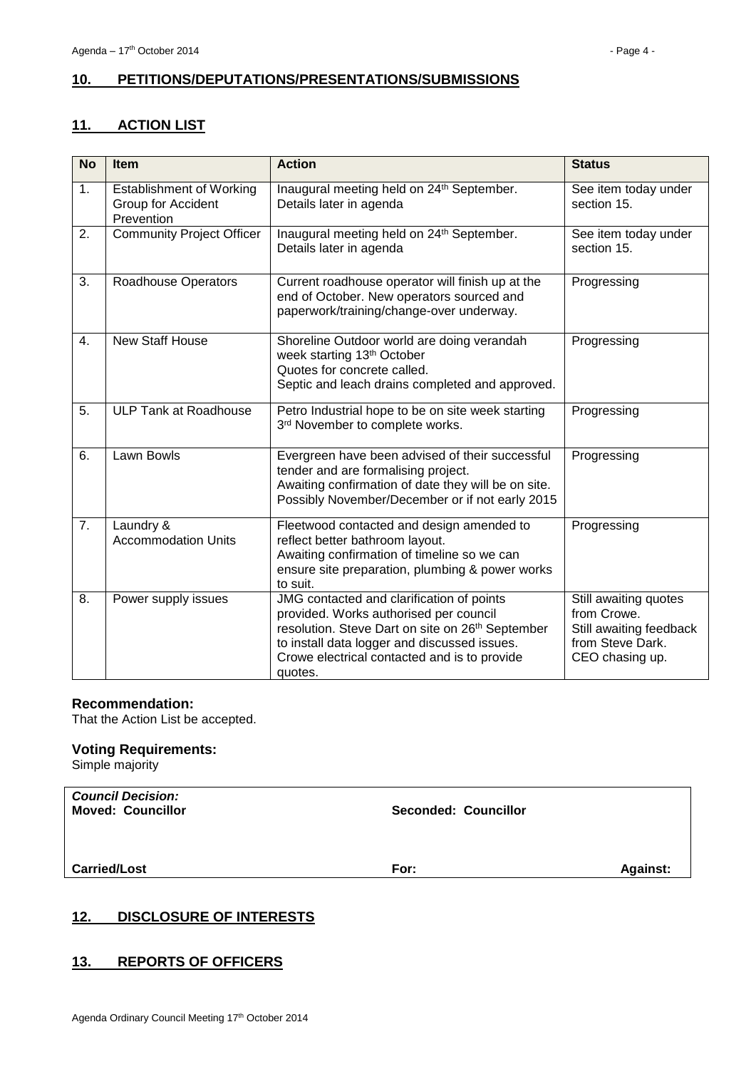## 10. PETITIONS/DEPUTATIONS/PRESENTATIONS/SUBMISSIONS

## 11. ACTION LIST

| No | Item | Action | Status |
|---|---|---|---|
| 1. | Establishment of Working Group for Accident Prevention | Inaugural meeting held on 24th September. Details later in agenda | See item today under section 15. |
| 2. | Community Project Officer | Inaugural meeting held on 24th September. Details later in agenda | See item today under section 15. |
| 3. | Roadhouse Operators | Current roadhouse operator will finish up at the end of October. New operators sourced and paperwork/training/change-over underway. | Progressing |
| 4. | New Staff House | Shoreline Outdoor world are doing verandah week starting 13th October<br>Quotes for concrete called.<br>Septic and leach drains completed and approved. | Progressing |
| 5. | ULP Tank at Roadhouse | Petro Industrial hope to be on site week starting 3rd November to complete works. | Progressing |
| 6. | Lawn Bowls | Evergreen have been advised of their successful tender and are formalising project.<br>Awaiting confirmation of date they will be on site. Possibly November/December or if not early 2015 | Progressing |
| 7. | Laundry & Accommodation Units | Fleetwood contacted and design amended to reflect better bathroom layout.<br>Awaiting confirmation of timeline so we can ensure site preparation, plumbing & power works to suit. | Progressing |
| 8. | Power supply issues | JMG contacted and clarification of points provided. Works authorised per council resolution. Steve Dart on site on 26th September to install data logger and discussed issues. Crowe electrical contacted and is to provide quotes. | Still awaiting quotes from Crowe.<br>Still awaiting feedback from Steve Dark. CEO chasing up. |

**Recommendation:**
That the Action List be accepted.

**Voting Requirements:**
Simple majority

| ***Council Decision:***<br>**Moved: Councillor** | **Seconded: Councillor** | |
|---|---|---|
| **Carried/Lost** | **For:** | **Against:** |

## 12. DISCLOSURE OF INTERESTS

## 13. REPORTS OF OFFICERS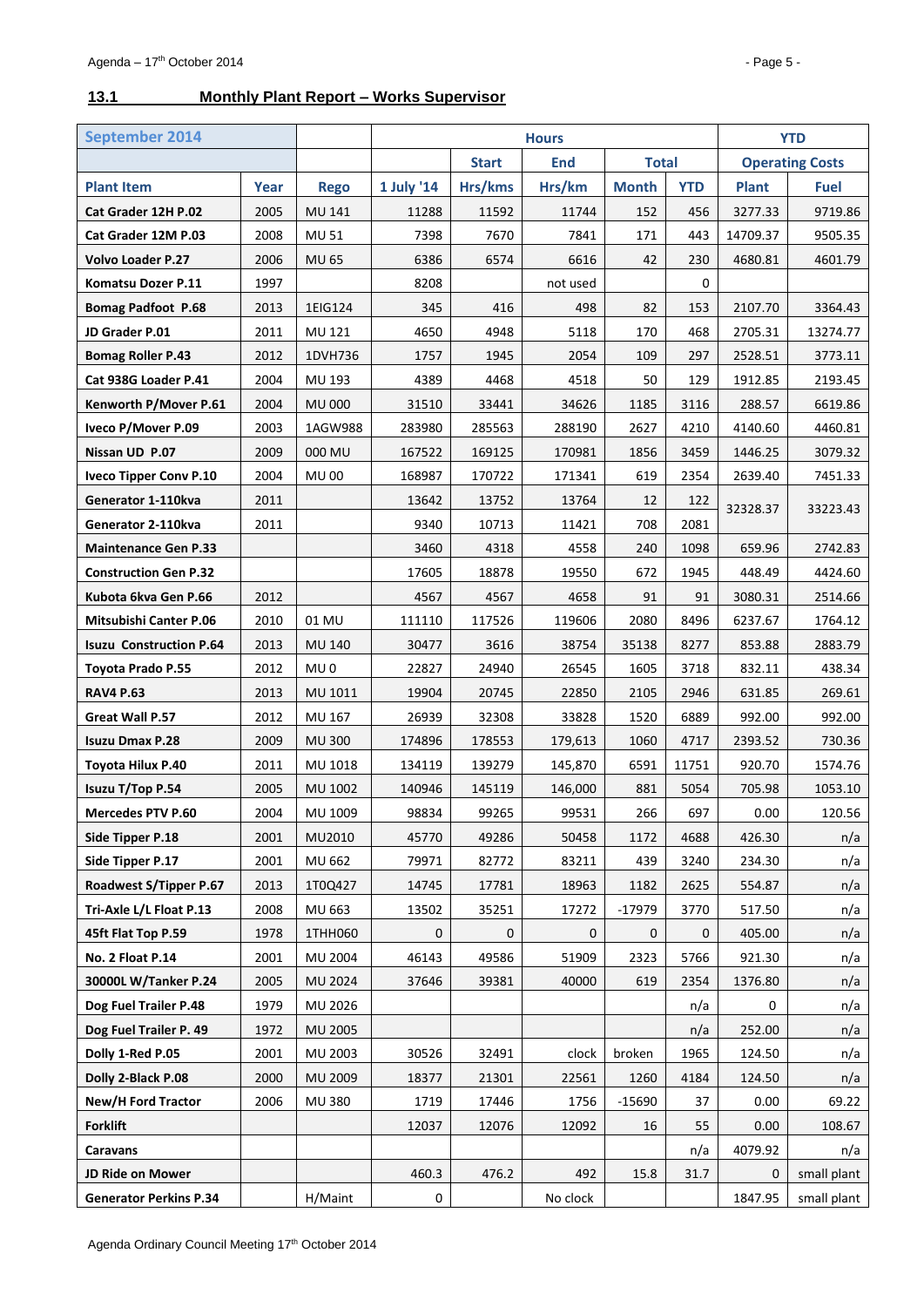## 13.1 Monthly Plant Report – Works Supervisor

| September 2014 | | | Hours | | | | | YTD | |
|---|---|---|---|---|---|---|---|---|---|
| | | | | Start | End | Total | | Operating Costs | |
| Plant Item | Year | Rego | 1 July '14 | Hrs/kms | Hrs/km | Month | YTD | Plant | Fuel |
| Cat Grader 12H P.02 | 2005 | MU 141 | 11288 | 11592 | 11744 | 152 | 456 | 3277.33 | 9719.86 |
| Cat Grader 12M P.03 | 2008 | MU 51 | 7398 | 7670 | 7841 | 171 | 443 | 14709.37 | 9505.35 |
| Volvo Loader P.27 | 2006 | MU 65 | 6386 | 6574 | 6616 | 42 | 230 | 4680.81 | 4601.79 |
| Komatsu Dozer P.11 | 1997 | | 8208 | | not used | | 0 | | |
| Bomag Padfoot P.68 | 2013 | 1EIG124 | 345 | 416 | 498 | 82 | 153 | 2107.70 | 3364.43 |
| JD Grader P.01 | 2011 | MU 121 | 4650 | 4948 | 5118 | 170 | 468 | 2705.31 | 13274.77 |
| Bomag Roller P.43 | 2012 | 1DVH736 | 1757 | 1945 | 2054 | 109 | 297 | 2528.51 | 3773.11 |
| Cat 938G Loader P.41 | 2004 | MU 193 | 4389 | 4468 | 4518 | 50 | 129 | 1912.85 | 2193.45 |
| Kenworth P/Mover P.61 | 2004 | MU 000 | 31510 | 33441 | 34626 | 1185 | 3116 | 288.57 | 6619.86 |
| Iveco P/Mover P.09 | 2003 | 1AGW988 | 283980 | 285563 | 288190 | 2627 | 4210 | 4140.60 | 4460.81 |
| Nissan UD P.07 | 2009 | 000 MU | 167522 | 169125 | 170981 | 1856 | 3459 | 1446.25 | 3079.32 |
| Iveco Tipper Conv P.10 | 2004 | MU 00 | 168987 | 170722 | 171341 | 619 | 2354 | 2639.40 | 7451.33 |
| Generator 1-110kva | 2011 | | 13642 | 13752 | 13764 | 12 | 122 | 32328.37 | 33223.43 |
| Generator 2-110kva | 2011 | | 9340 | 10713 | 11421 | 708 | 2081 | | |
| Maintenance Gen P.33 | | | 3460 | 4318 | 4558 | 240 | 1098 | 659.96 | 2742.83 |
| Construction Gen P.32 | | | 17605 | 18878 | 19550 | 672 | 1945 | 448.49 | 4424.60 |
| Kubota 6kva Gen P.66 | 2012 | | 4567 | 4567 | 4658 | 91 | 91 | 3080.31 | 2514.66 |
| Mitsubishi Canter P.06 | 2010 | 01 MU | 111110 | 117526 | 119606 | 2080 | 8496 | 6237.67 | 1764.12 |
| Isuzu Construction P.64 | 2013 | MU 140 | 30477 | 3616 | 38754 | 35138 | 8277 | 853.88 | 2883.79 |
| Toyota Prado P.55 | 2012 | MU 0 | 22827 | 24940 | 26545 | 1605 | 3718 | 832.11 | 438.34 |
| RAV4 P.63 | 2013 | MU 1011 | 19904 | 20745 | 22850 | 2105 | 2946 | 631.85 | 269.61 |
| Great Wall P.57 | 2012 | MU 167 | 26939 | 32308 | 33828 | 1520 | 6889 | 992.00 | 992.00 |
| Isuzu Dmax P.28 | 2009 | MU 300 | 174896 | 178553 | 179,613 | 1060 | 4717 | 2393.52 | 730.36 |
| Toyota Hilux P.40 | 2011 | MU 1018 | 134119 | 139279 | 145,870 | 6591 | 11751 | 920.70 | 1574.76 |
| Isuzu T/Top P.54 | 2005 | MU 1002 | 140946 | 145119 | 146,000 | 881 | 5054 | 705.98 | 1053.10 |
| Mercedes PTV P.60 | 2004 | MU 1009 | 98834 | 99265 | 99531 | 266 | 697 | 0.00 | 120.56 |
| Side Tipper P.18 | 2001 | MU2010 | 45770 | 49286 | 50458 | 1172 | 4688 | 426.30 | n/a |
| Side Tipper P.17 | 2001 | MU 662 | 79971 | 82772 | 83211 | 439 | 3240 | 234.30 | n/a |
| Roadwest S/Tipper P.67 | 2013 | 1T0Q427 | 14745 | 17781 | 18963 | 1182 | 2625 | 554.87 | n/a |
| Tri-Axle L/L Float P.13 | 2008 | MU 663 | 13502 | 35251 | 17272 | -17979 | 3770 | 517.50 | n/a |
| 45ft Flat Top P.59 | 1978 | 1THH060 | 0 | 0 | 0 | 0 | 0 | 405.00 | n/a |
| No. 2 Float P.14 | 2001 | MU 2004 | 46143 | 49586 | 51909 | 2323 | 5766 | 921.30 | n/a |
| 30000L W/Tanker P.24 | 2005 | MU 2024 | 37646 | 39381 | 40000 | 619 | 2354 | 1376.80 | n/a |
| Dog Fuel Trailer P.48 | 1979 | MU 2026 | | | | | n/a | 0 | n/a |
| Dog Fuel Trailer P. 49 | 1972 | MU 2005 | | | | | n/a | 252.00 | n/a |
| Dolly 1-Red P.05 | 2001 | MU 2003 | 30526 | 32491 | clock | broken | 1965 | 124.50 | n/a |
| Dolly 2-Black P.08 | 2000 | MU 2009 | 18377 | 21301 | 22561 | 1260 | 4184 | 124.50 | n/a |
| New/H Ford Tractor | 2006 | MU 380 | 1719 | 17446 | 1756 | -15690 | 37 | 0.00 | 69.22 |
| Forklift | | | 12037 | 12076 | 12092 | 16 | 55 | 0.00 | 108.67 |
| Caravans | | | | | | | n/a | 4079.92 | n/a |
| JD Ride on Mower | | | 460.3 | 476.2 | 492 | 15.8 | 31.7 | 0 | small plant |
| Generator Perkins P.34 | | H/Maint | 0 | | No clock | | | 1847.95 | small plant |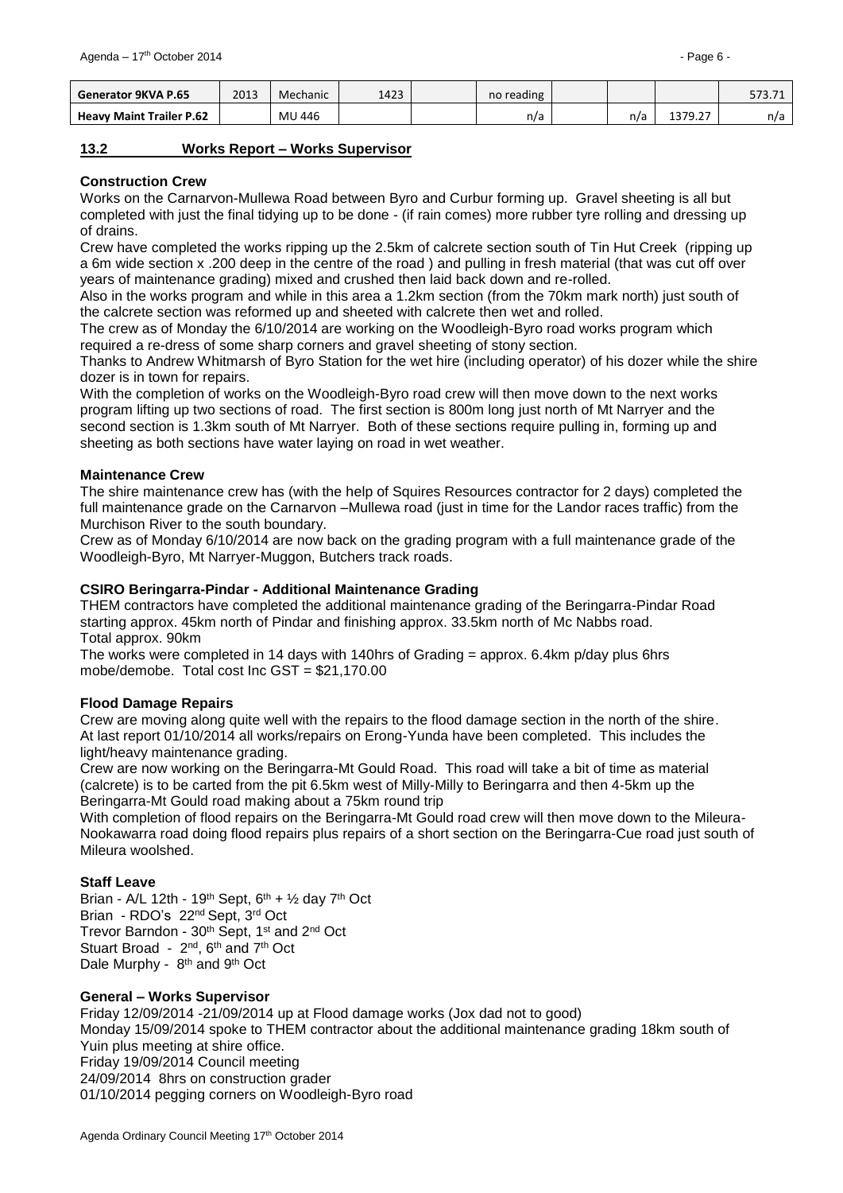| Generator 9KVA P.65 | 2013 | Mechanic | 1423 | | no reading | | | | 573.71 |
|---|---|---|---|---|---|---|---|---|---|
| Heavy Maint Trailer P.62 | | MU 446 | | | n/a | | n/a | 1379.27 | n/a |

## 13.2 Works Report – Works Supervisor

### Construction Crew

Works on the Carnarvon-Mullewa Road between Byro and Curbur forming up. Gravel sheeting is all but completed with just the final tidying up to be done - (if rain comes) more rubber tyre rolling and dressing up of drains.

Crew have completed the works ripping up the 2.5km of calcrete section south of Tin Hut Creek (ripping up a 6m wide section x .200 deep in the centre of the road ) and pulling in fresh material (that was cut off over years of maintenance grading) mixed and crushed then laid back down and re-rolled.

Also in the works program and while in this area a 1.2km section (from the 70km mark north) just south of the calcrete section was reformed up and sheeted with calcrete then wet and rolled.

The crew as of Monday the 6/10/2014 are working on the Woodleigh-Byro road works program which required a re-dress of some sharp corners and gravel sheeting of stony section.

Thanks to Andrew Whitmarsh of Byro Station for the wet hire (including operator) of his dozer while the shire dozer is in town for repairs.

With the completion of works on the Woodleigh-Byro road crew will then move down to the next works program lifting up two sections of road. The first section is 800m long just north of Mt Narryer and the second section is 1.3km south of Mt Narryer. Both of these sections require pulling in, forming up and sheeting as both sections have water laying on road in wet weather.

### Maintenance Crew

The shire maintenance crew has (with the help of Squires Resources contractor for 2 days) completed the full maintenance grade on the Carnarvon –Mullewa road (just in time for the Landor races traffic) from the Murchison River to the south boundary.

Crew as of Monday 6/10/2014 are now back on the grading program with a full maintenance grade of the Woodleigh-Byro, Mt Narryer-Muggon, Butchers track roads.

### CSIRO Beringarra-Pindar - Additional Maintenance Grading

THEM contractors have completed the additional maintenance grading of the Beringarra-Pindar Road starting approx. 45km north of Pindar and finishing approx. 33.5km north of Mc Nabbs road.
Total approx. 90km

The works were completed in 14 days with 140hrs of Grading = approx. 6.4km p/day plus 6hrs mobe/demobe. Total cost Inc GST = $21,170.00

### Flood Damage Repairs

Crew are moving along quite well with the repairs to the flood damage section in the north of the shire.
At last report 01/10/2014 all works/repairs on Erong-Yunda have been completed. This includes the light/heavy maintenance grading.

Crew are now working on the Beringarra-Mt Gould Road. This road will take a bit of time as material (calcrete) is to be carted from the pit 6.5km west of Milly-Milly to Beringarra and then 4-5km up the Beringarra-Mt Gould road making about a 75km round trip

With completion of flood repairs on the Beringarra-Mt Gould road crew will then move down to the Mileura-Nookawarra road doing flood repairs plus repairs of a short section on the Beringarra-Cue road just south of Mileura woolshed.

### Staff Leave

Brian - A/L 12th - 19th Sept, 6th + ½ day 7th Oct
Brian - RDO's 22nd Sept, 3rd Oct
Trevor Barndon - 30th Sept, 1st and 2nd Oct
Stuart Broad - 2nd, 6th and 7th Oct
Dale Murphy - 8th and 9th Oct

### General – Works Supervisor

Friday 12/09/2014 -21/09/2014 up at Flood damage works (Jox dad not to good)
Monday 15/09/2014 spoke to THEM contractor about the additional maintenance grading 18km south of Yuin plus meeting at shire office.
Friday 19/09/2014 Council meeting
24/09/2014 8hrs on construction grader
01/10/2014 pegging corners on Woodleigh-Byro road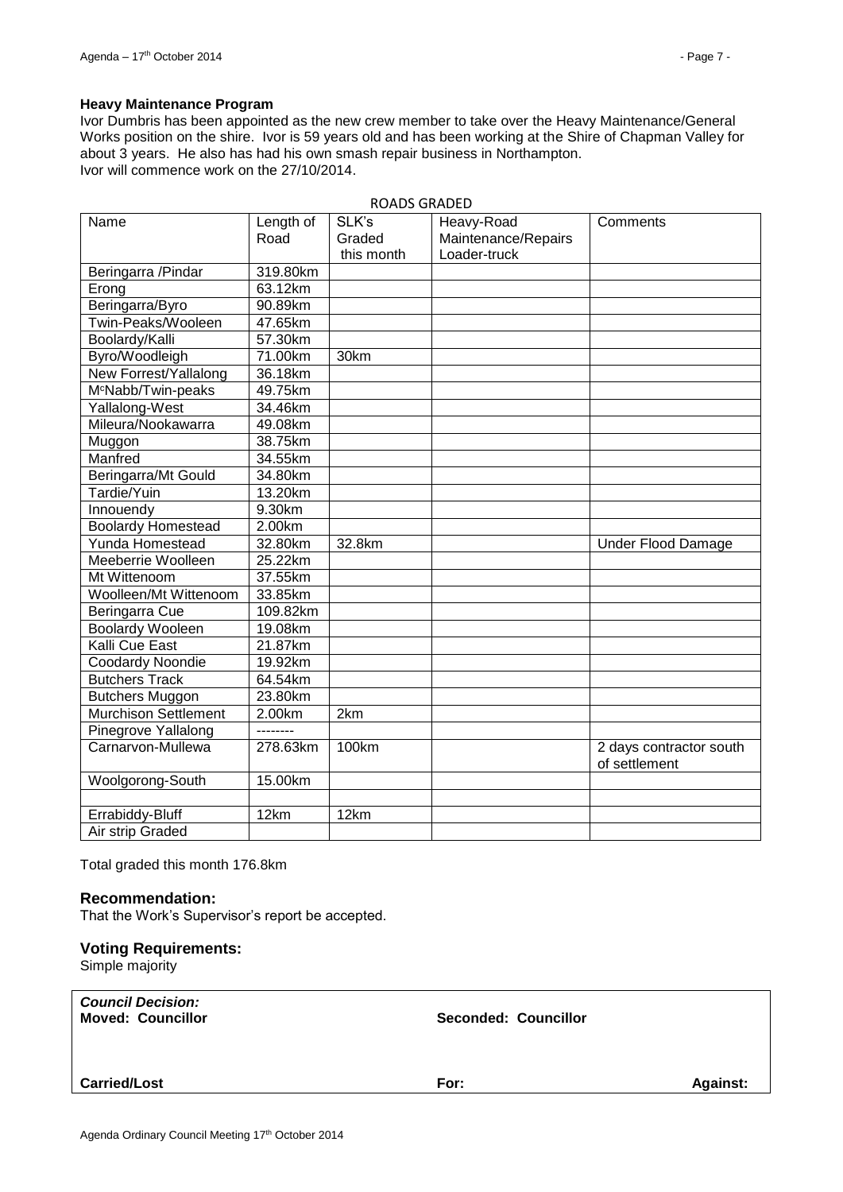**Heavy Maintenance Program**

Ivor Dumbris has been appointed as the new crew member to take over the Heavy Maintenance/General Works position on the shire. Ivor is 59 years old and has been working at the Shire of Chapman Valley for about 3 years. He also has had his own smash repair business in Northampton.
Ivor will commence work on the 27/10/2014.

ROADS GRADED

| Name | Length of Road | SLK's Graded this month | Heavy-Road Maintenance/Repairs Loader-truck | Comments |
|---|---|---|---|---|
| Beringarra /Pindar | 319.80km | | | |
| Erong | 63.12km | | | |
| Beringarra/Byro | 90.89km | | | |
| Twin-Peaks/Wooleen | 47.65km | | | |
| Boolardy/Kalli | 57.30km | | | |
| Byro/Woodleigh | 71.00km | 30km | | |
| New Forrest/Yallalong | 36.18km | | | |
| McNabb/Twin-peaks | 49.75km | | | |
| Yallalong-West | 34.46km | | | |
| Mileura/Nookawarra | 49.08km | | | |
| Muggon | 38.75km | | | |
| Manfred | 34.55km | | | |
| Beringarra/Mt Gould | 34.80km | | | |
| Tardie/Yuin | 13.20km | | | |
| Innouendy | 9.30km | | | |
| Boolardy Homestead | 2.00km | | | |
| Yunda Homestead | 32.80km | 32.8km | | Under Flood Damage |
| Meeberrie Woolleen | 25.22km | | | |
| Mt Wittenoom | 37.55km | | | |
| Woolleen/Mt Wittenoom | 33.85km | | | |
| Beringarra Cue | 109.82km | | | |
| Boolardy Wooleen | 19.08km | | | |
| Kalli Cue East | 21.87km | | | |
| Coodardy Noondie | 19.92km | | | |
| Butchers Track | 64.54km | | | |
| Butchers Muggon | 23.80km | | | |
| Murchison Settlement | 2.00km | 2km | | |
| Pinegrove Yallalong | -------- | | | |
| Carnarvon-Mullewa | 278.63km | 100km | | 2 days contractor south of settlement |
| Woolgorong-South | 15.00km | | | |
| | | | | |
| Errabiddy-Bluff | 12km | 12km | | |
| Air strip Graded | | | | |

Total graded this month 176.8km

## Recommendation:

That the Work's Supervisor's report be accepted.

## Voting Requirements:

Simple majority

***Council Decision:***
**Moved: Councillor** **Seconded: Councillor**

**Carried/Lost** **For:** **Against:**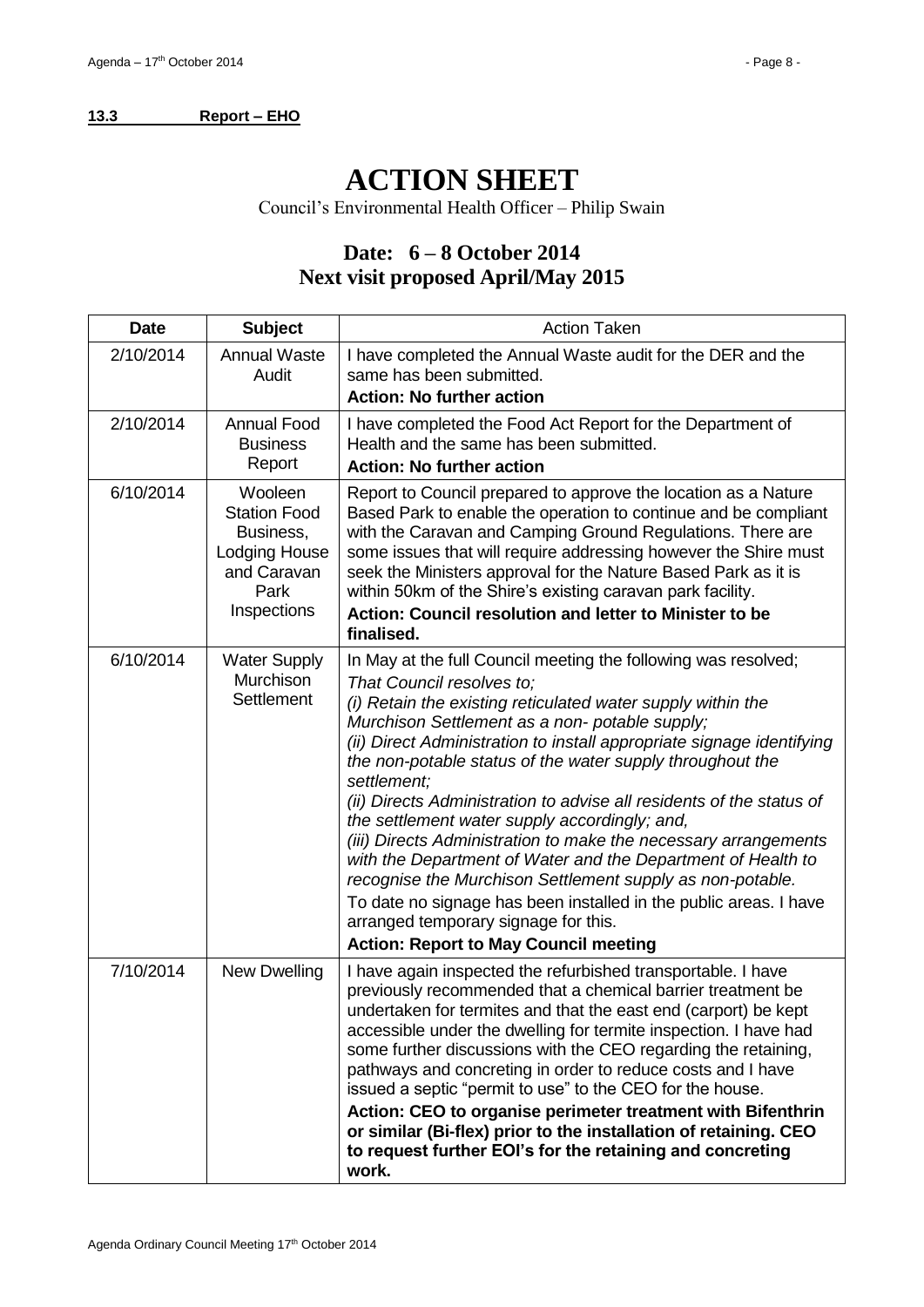**13.3 Report – EHO**

# ACTION SHEET

Council's Environmental Health Officer – Philip Swain

## Date: 6 – 8 October 2014
## Next visit proposed April/May 2015

| Date | Subject | Action Taken |
|---|---|---|
| 2/10/2014 | Annual Waste Audit | I have completed the Annual Waste audit for the DER and the same has been submitted.<br>**Action: No further action** |
| 2/10/2014 | Annual Food Business Report | I have completed the Food Act Report for the Department of Health and the same has been submitted.<br>**Action: No further action** |
| 6/10/2014 | Wooleen Station Food Business, Lodging House and Caravan Park Inspections | Report to Council prepared to approve the location as a Nature Based Park to enable the operation to continue and be compliant with the Caravan and Camping Ground Regulations. There are some issues that will require addressing however the Shire must seek the Ministers approval for the Nature Based Park as it is within 50km of the Shire's existing caravan park facility.<br>**Action: Council resolution and letter to Minister to be finalised.** |
| 6/10/2014 | Water Supply Murchison Settlement | In May at the full Council meeting the following was resolved;<br>*That Council resolves to;*<br>*(i) Retain the existing reticulated water supply within the Murchison Settlement as a non- potable supply;*<br>*(ii) Direct Administration to install appropriate signage identifying the non-potable status of the water supply throughout the settlement;*<br>*(ii) Directs Administration to advise all residents of the status of the settlement water supply accordingly; and,*<br>*(iii) Directs Administration to make the necessary arrangements with the Department of Water and the Department of Health to recognise the Murchison Settlement supply as non-potable.*<br>To date no signage has been installed in the public areas. I have arranged temporary signage for this.<br>**Action: Report to May Council meeting** |
| 7/10/2014 | New Dwelling | I have again inspected the refurbished transportable. I have previously recommended that a chemical barrier treatment be undertaken for termites and that the east end (carport) be kept accessible under the dwelling for termite inspection. I have had some further discussions with the CEO regarding the retaining, pathways and concreting in order to reduce costs and I have issued a septic "permit to use" to the CEO for the house.<br>**Action: CEO to organise perimeter treatment with Bifenthrin or similar (Bi-flex) prior to the installation of retaining. CEO to request further EOI's for the retaining and concreting work.** |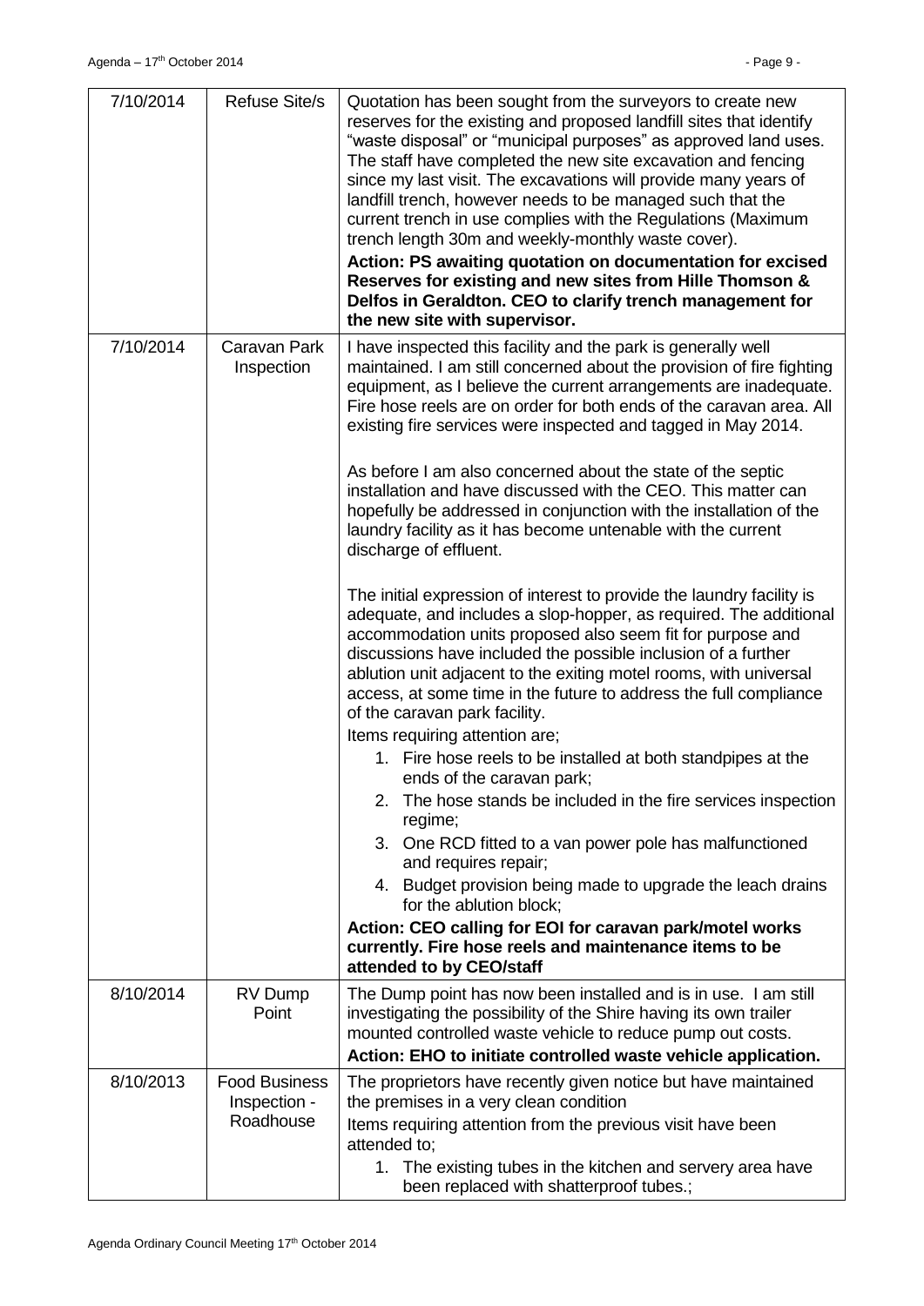| | | |
|---|---|---|
| 7/10/2014 | Refuse Site/s | Quotation has been sought from the surveyors to create new reserves for the existing and proposed landfill sites that identify "waste disposal" or "municipal purposes" as approved land uses. The staff have completed the new site excavation and fencing since my last visit. The excavations will provide many years of landfill trench, however needs to be managed such that the current trench in use complies with the Regulations (Maximum trench length 30m and weekly-monthly waste cover).<br>**Action: PS awaiting quotation on documentation for excised Reserves for existing and new sites from Hille Thomson & Delfos in Geraldton. CEO to clarify trench management for the new site with supervisor.** |
| 7/10/2014 | Caravan Park Inspection | I have inspected this facility and the park is generally well maintained. I am still concerned about the provision of fire fighting equipment, as I believe the current arrangements are inadequate. Fire hose reels are on order for both ends of the caravan area. All existing fire services were inspected and tagged in May 2014.<br><br>As before I am also concerned about the state of the septic installation and have discussed with the CEO. This matter can hopefully be addressed in conjunction with the installation of the laundry facility as it has become untenable with the current discharge of effluent.<br><br>The initial expression of interest to provide the laundry facility is adequate, and includes a slop-hopper, as required. The additional accommodation units proposed also seem fit for purpose and discussions have included the possible inclusion of a further ablution unit adjacent to the exiting motel rooms, with universal access, at some time in the future to address the full compliance of the caravan park facility.<br>Items requiring attention are;<br>1. Fire hose reels to be installed at both standpipes at the ends of the caravan park;<br>2. The hose stands be included in the fire services inspection regime;<br>3. One RCD fitted to a van power pole has malfunctioned and requires repair;<br>4. Budget provision being made to upgrade the leach drains for the ablution block;<br>**Action: CEO calling for EOI for caravan park/motel works currently. Fire hose reels and maintenance items to be attended to by CEO/staff** |
| 8/10/2014 | RV Dump Point | The Dump point has now been installed and is in use. I am still investigating the possibility of the Shire having its own trailer mounted controlled waste vehicle to reduce pump out costs.<br>**Action: EHO to initiate controlled waste vehicle application.** |
| 8/10/2013 | Food Business Inspection - Roadhouse | The proprietors have recently given notice but have maintained the premises in a very clean condition<br>Items requiring attention from the previous visit have been attended to;<br>1. The existing tubes in the kitchen and servery area have been replaced with shatterproof tubes.; |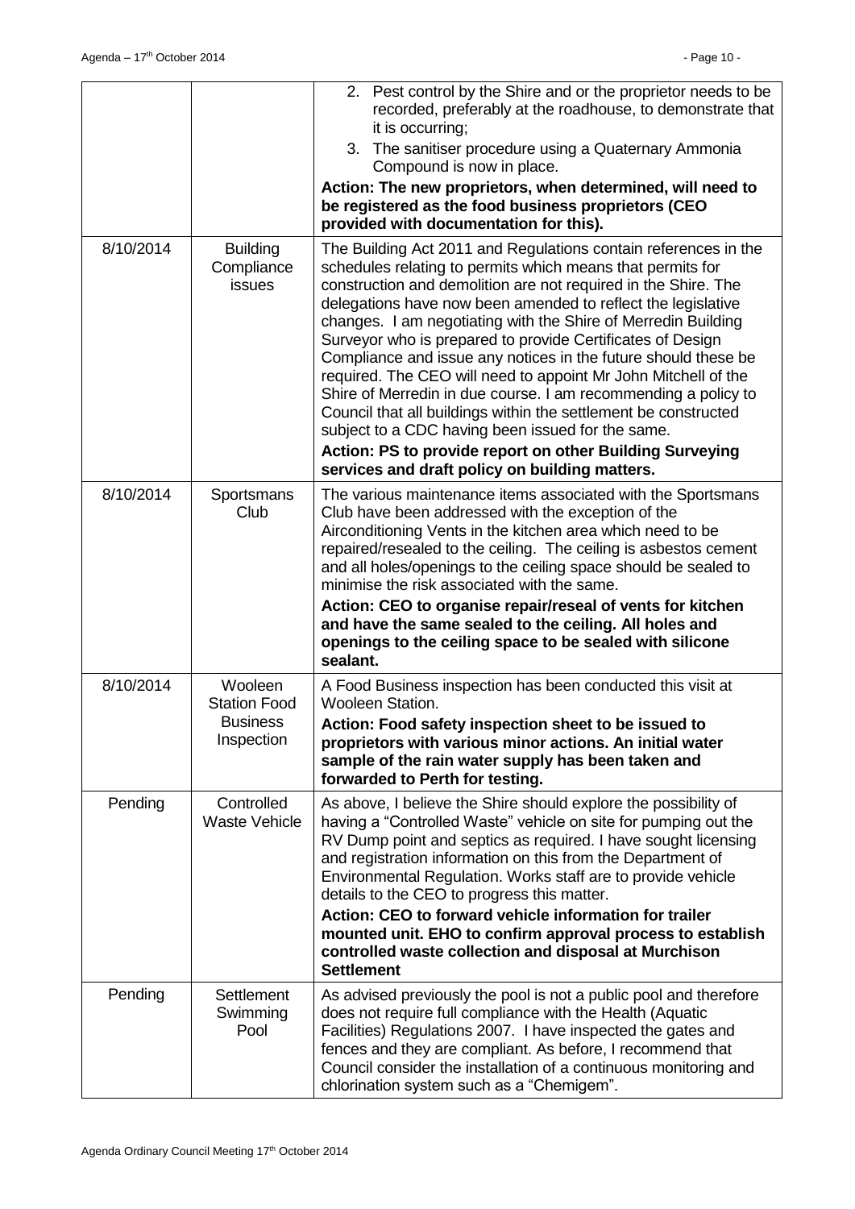| | | |
|---|---|---|
| | | 2. Pest control by the Shire and or the proprietor needs to be recorded, preferably at the roadhouse, to demonstrate that it is occurring; 3. The sanitiser procedure using a Quaternary Ammonia Compound is now in place. **Action: The new proprietors, when determined, will need to be registered as the food business proprietors (CEO provided with documentation for this).** |
| 8/10/2014 | Building Compliance issues | The Building Act 2011 and Regulations contain references in the schedules relating to permits which means that permits for construction and demolition are not required in the Shire. The delegations have now been amended to reflect the legislative changes. I am negotiating with the Shire of Merredin Building Surveyor who is prepared to provide Certificates of Design Compliance and issue any notices in the future should these be required. The CEO will need to appoint Mr John Mitchell of the Shire of Merredin in due course. I am recommending a policy to Council that all buildings within the settlement be constructed subject to a CDC having been issued for the same. **Action: PS to provide report on other Building Surveying services and draft policy on building matters.** |
| 8/10/2014 | Sportsmans Club | The various maintenance items associated with the Sportsmans Club have been addressed with the exception of the Airconditioning Vents in the kitchen area which need to be repaired/resealed to the ceiling. The ceiling is asbestos cement and all holes/openings to the ceiling space should be sealed to minimise the risk associated with the same. **Action: CEO to organise repair/reseal of vents for kitchen and have the same sealed to the ceiling. All holes and openings to the ceiling space to be sealed with silicone sealant.** |
| 8/10/2014 | Wooleen Station Food Business Inspection | A Food Business inspection has been conducted this visit at Wooleen Station. **Action: Food safety inspection sheet to be issued to proprietors with various minor actions. An initial water sample of the rain water supply has been taken and forwarded to Perth for testing.** |
| Pending | Controlled Waste Vehicle | As above, I believe the Shire should explore the possibility of having a "Controlled Waste" vehicle on site for pumping out the RV Dump point and septics as required. I have sought licensing and registration information on this from the Department of Environmental Regulation. Works staff are to provide vehicle details to the CEO to progress this matter. **Action: CEO to forward vehicle information for trailer mounted unit. EHO to confirm approval process to establish controlled waste collection and disposal at Murchison Settlement** |
| Pending | Settlement Swimming Pool | As advised previously the pool is not a public pool and therefore does not require full compliance with the Health (Aquatic Facilities) Regulations 2007. I have inspected the gates and fences and they are compliant. As before, I recommend that Council consider the installation of a continuous monitoring and chlorination system such as a "Chemigem". |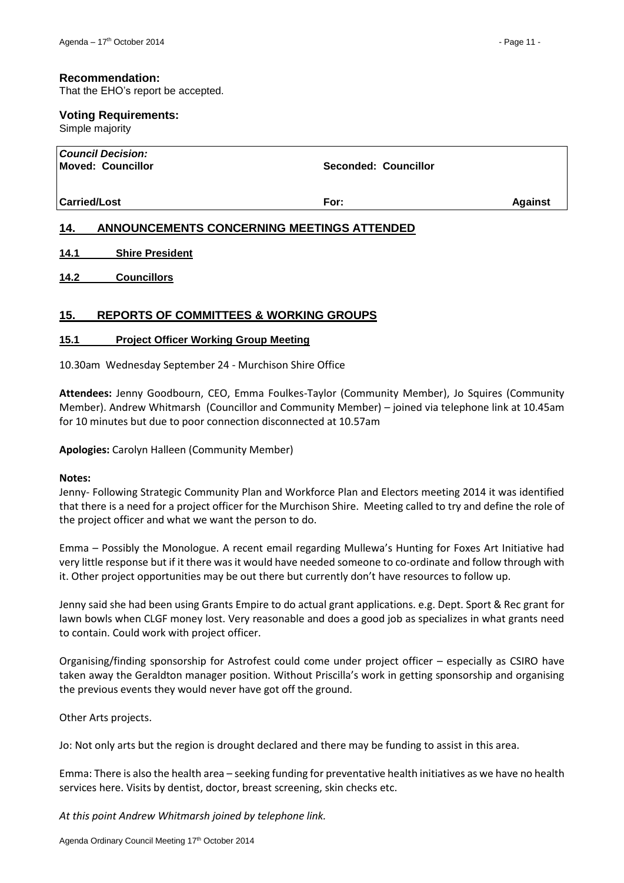**Recommendation:**
That the EHO's report be accepted.

**Voting Requirements:**
Simple majority

| *Council Decision:* **Moved: Councillor** | **Seconded: Councillor** | |
|---|---|---|
| **Carried/Lost** | **For:** | **Against** |

## 14. ANNOUNCEMENTS CONCERNING MEETINGS ATTENDED

### 14.1 Shire President

### 14.2 Councillors

## 15. REPORTS OF COMMITTEES & WORKING GROUPS

### 15.1 Project Officer Working Group Meeting

10.30am Wednesday September 24 - Murchison Shire Office

**Attendees:** Jenny Goodbourn, CEO, Emma Foulkes-Taylor (Community Member), Jo Squires (Community Member). Andrew Whitmarsh (Councillor and Community Member) – joined via telephone link at 10.45am for 10 minutes but due to poor connection disconnected at 10.57am

**Apologies:** Carolyn Halleen (Community Member)

**Notes:**
Jenny- Following Strategic Community Plan and Workforce Plan and Electors meeting 2014 it was identified that there is a need for a project officer for the Murchison Shire. Meeting called to try and define the role of the project officer and what we want the person to do.

Emma – Possibly the Monologue. A recent email regarding Mullewa's Hunting for Foxes Art Initiative had very little response but if it there was it would have needed someone to co-ordinate and follow through with it. Other project opportunities may be out there but currently don't have resources to follow up.

Jenny said she had been using Grants Empire to do actual grant applications. e.g. Dept. Sport & Rec grant for lawn bowls when CLGF money lost. Very reasonable and does a good job as specializes in what grants need to contain. Could work with project officer.

Organising/finding sponsorship for Astrofest could come under project officer – especially as CSIRO have taken away the Geraldton manager position. Without Priscilla's work in getting sponsorship and organising the previous events they would never have got off the ground.

Other Arts projects.

Jo: Not only arts but the region is drought declared and there may be funding to assist in this area.

Emma: There is also the health area – seeking funding for preventative health initiatives as we have no health services here. Visits by dentist, doctor, breast screening, skin checks etc.

*At this point Andrew Whitmarsh joined by telephone link.*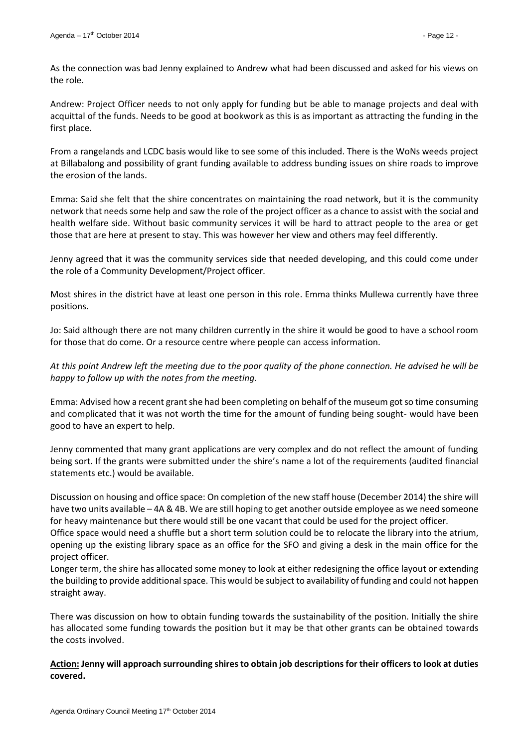As the connection was bad Jenny explained to Andrew what had been discussed and asked for his views on the role.

Andrew: Project Officer needs to not only apply for funding but be able to manage projects and deal with acquittal of the funds. Needs to be good at bookwork as this is as important as attracting the funding in the first place.

From a rangelands and LCDC basis would like to see some of this included. There is the WoNs weeds project at Billabalong and possibility of grant funding available to address bunding issues on shire roads to improve the erosion of the lands.

Emma: Said she felt that the shire concentrates on maintaining the road network, but it is the community network that needs some help and saw the role of the project officer as a chance to assist with the social and health welfare side. Without basic community services it will be hard to attract people to the area or get those that are here at present to stay. This was however her view and others may feel differently.

Jenny agreed that it was the community services side that needed developing, and this could come under the role of a Community Development/Project officer.

Most shires in the district have at least one person in this role. Emma thinks Mullewa currently have three positions.

Jo: Said although there are not many children currently in the shire it would be good to have a school room for those that do come. Or a resource centre where people can access information.

*At this point Andrew left the meeting due to the poor quality of the phone connection. He advised he will be happy to follow up with the notes from the meeting.*

Emma: Advised how a recent grant she had been completing on behalf of the museum got so time consuming and complicated that it was not worth the time for the amount of funding being sought- would have been good to have an expert to help.

Jenny commented that many grant applications are very complex and do not reflect the amount of funding being sort. If the grants were submitted under the shire's name a lot of the requirements (audited financial statements etc.) would be available.

Discussion on housing and office space: On completion of the new staff house (December 2014) the shire will have two units available – 4A & 4B. We are still hoping to get another outside employee as we need someone for heavy maintenance but there would still be one vacant that could be used for the project officer.
Office space would need a shuffle but a short term solution could be to relocate the library into the atrium, opening up the existing library space as an office for the SFO and giving a desk in the main office for the project officer.
Longer term, the shire has allocated some money to look at either redesigning the office layout or extending the building to provide additional space. This would be subject to availability of funding and could not happen straight away.

There was discussion on how to obtain funding towards the sustainability of the position. Initially the shire has allocated some funding towards the position but it may be that other grants can be obtained towards the costs involved.

**Action: Jenny will approach surrounding shires to obtain job descriptions for their officers to look at duties covered.**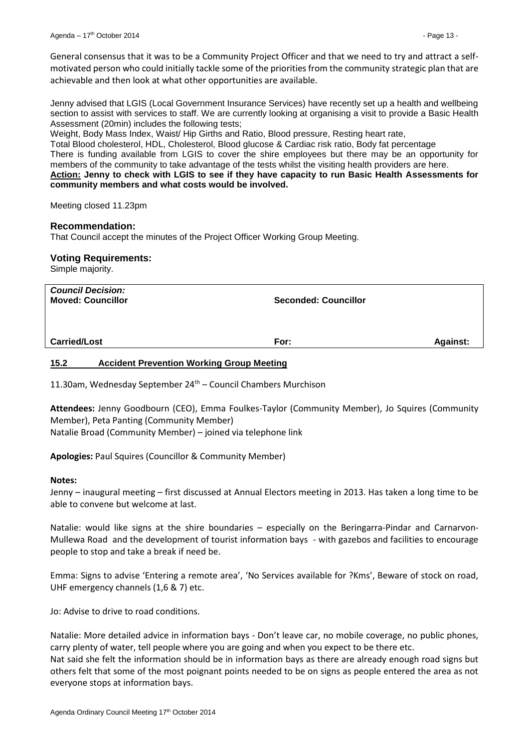General consensus that it was to be a Community Project Officer and that we need to try and attract a self-motivated person who could initially tackle some of the priorities from the community strategic plan that are achievable and then look at what other opportunities are available.

Jenny advised that LGIS (Local Government Insurance Services) have recently set up a health and wellbeing section to assist with services to staff. We are currently looking at organising a visit to provide a Basic Health Assessment (20min) includes the following tests;

Weight, Body Mass Index, Waist/ Hip Girths and Ratio, Blood pressure, Resting heart rate,

Total Blood cholesterol, HDL, Cholesterol, Blood glucose & Cardiac risk ratio, Body fat percentage

There is funding available from LGIS to cover the shire employees but there may be an opportunity for members of the community to take advantage of the tests whilst the visiting health providers are here.

**Action: Jenny to check with LGIS to see if they have capacity to run Basic Health Assessments for community members and what costs would be involved.**

Meeting closed 11.23pm

### Recommendation:

That Council accept the minutes of the Project Officer Working Group Meeting.

### Voting Requirements:

Simple majority.

| ***Council Decision:*** **Moved: Councillor** | **Seconded: Councillor** | |
|---|---|---|
| **Carried/Lost** | **For:** | **Against:** |

## 15.2 Accident Prevention Working Group Meeting

11.30am, Wednesday September 24th – Council Chambers Murchison

**Attendees:** Jenny Goodbourn (CEO), Emma Foulkes-Taylor (Community Member), Jo Squires (Community Member), Peta Panting (Community Member)

Natalie Broad (Community Member) – joined via telephone link

**Apologies:** Paul Squires (Councillor & Community Member)

**Notes:**

Jenny – inaugural meeting – first discussed at Annual Electors meeting in 2013. Has taken a long time to be able to convene but welcome at last.

Natalie: would like signs at the shire boundaries – especially on the Beringarra-Pindar and Carnarvon-Mullewa Road and the development of tourist information bays - with gazebos and facilities to encourage people to stop and take a break if need be.

Emma: Signs to advise 'Entering a remote area', 'No Services available for ?Kms', Beware of stock on road, UHF emergency channels (1,6 & 7) etc.

Jo: Advise to drive to road conditions.

Natalie: More detailed advice in information bays - Don't leave car, no mobile coverage, no public phones, carry plenty of water, tell people where you are going and when you expect to be there etc.

Nat said she felt the information should be in information bays as there are already enough road signs but others felt that some of the most poignant points needed to be on signs as people entered the area as not everyone stops at information bays.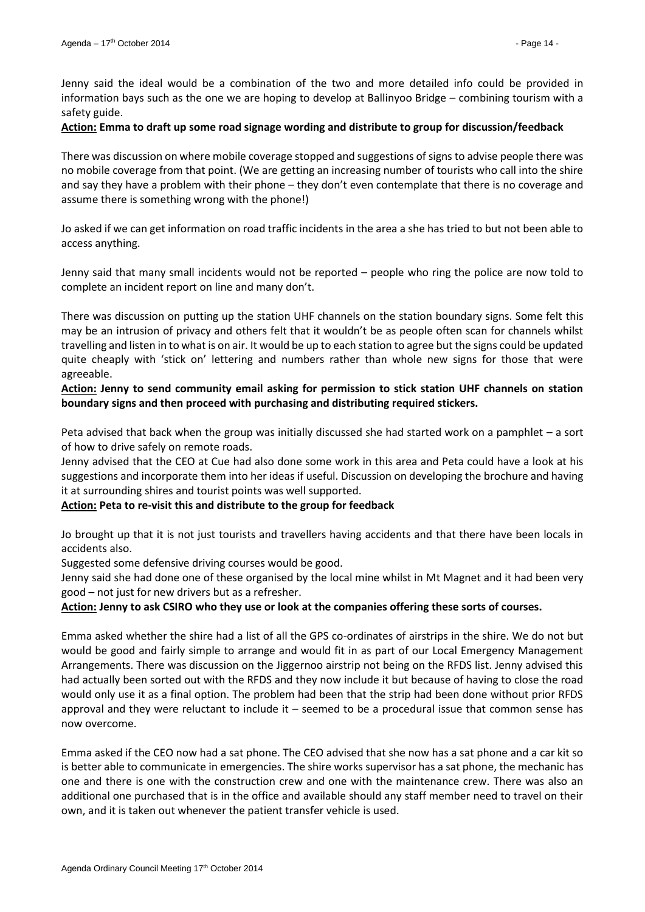Jenny said the ideal would be a combination of the two and more detailed info could be provided in information bays such as the one we are hoping to develop at Ballinyoo Bridge – combining tourism with a safety guide.

**Action: Emma to draft up some road signage wording and distribute to group for discussion/feedback**

There was discussion on where mobile coverage stopped and suggestions of signs to advise people there was no mobile coverage from that point. (We are getting an increasing number of tourists who call into the shire and say they have a problem with their phone – they don't even contemplate that there is no coverage and assume there is something wrong with the phone!)

Jo asked if we can get information on road traffic incidents in the area a she has tried to but not been able to access anything.

Jenny said that many small incidents would not be reported – people who ring the police are now told to complete an incident report on line and many don't.

There was discussion on putting up the station UHF channels on the station boundary signs. Some felt this may be an intrusion of privacy and others felt that it wouldn't be as people often scan for channels whilst travelling and listen in to what is on air. It would be up to each station to agree but the signs could be updated quite cheaply with 'stick on' lettering and numbers rather than whole new signs for those that were agreeable.

**Action: Jenny to send community email asking for permission to stick station UHF channels on station boundary signs and then proceed with purchasing and distributing required stickers.**

Peta advised that back when the group was initially discussed she had started work on a pamphlet – a sort of how to drive safely on remote roads.

Jenny advised that the CEO at Cue had also done some work in this area and Peta could have a look at his suggestions and incorporate them into her ideas if useful. Discussion on developing the brochure and having it at surrounding shires and tourist points was well supported.

**Action: Peta to re-visit this and distribute to the group for feedback**

Jo brought up that it is not just tourists and travellers having accidents and that there have been locals in accidents also.

Suggested some defensive driving courses would be good.

Jenny said she had done one of these organised by the local mine whilst in Mt Magnet and it had been very good – not just for new drivers but as a refresher.

**Action: Jenny to ask CSIRO who they use or look at the companies offering these sorts of courses.**

Emma asked whether the shire had a list of all the GPS co-ordinates of airstrips in the shire. We do not but would be good and fairly simple to arrange and would fit in as part of our Local Emergency Management Arrangements. There was discussion on the Jiggernoo airstrip not being on the RFDS list. Jenny advised this had actually been sorted out with the RFDS and they now include it but because of having to close the road would only use it as a final option. The problem had been that the strip had been done without prior RFDS approval and they were reluctant to include it – seemed to be a procedural issue that common sense has now overcome.

Emma asked if the CEO now had a sat phone. The CEO advised that she now has a sat phone and a car kit so is better able to communicate in emergencies. The shire works supervisor has a sat phone, the mechanic has one and there is one with the construction crew and one with the maintenance crew. There was also an additional one purchased that is in the office and available should any staff member need to travel on their own, and it is taken out whenever the patient transfer vehicle is used.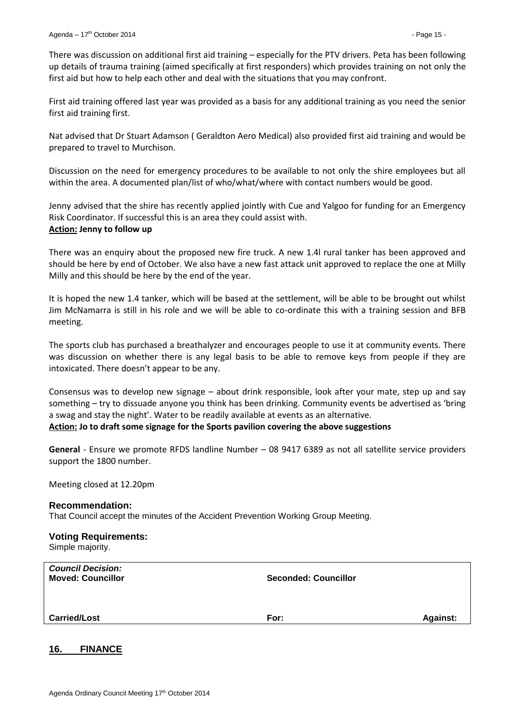There was discussion on additional first aid training – especially for the PTV drivers. Peta has been following up details of trauma training (aimed specifically at first responders) which provides training on not only the first aid but how to help each other and deal with the situations that you may confront.

First aid training offered last year was provided as a basis for any additional training as you need the senior first aid training first.

Nat advised that Dr Stuart Adamson ( Geraldton Aero Medical) also provided first aid training and would be prepared to travel to Murchison.

Discussion on the need for emergency procedures to be available to not only the shire employees but all within the area. A documented plan/list of who/what/where with contact numbers would be good.

Jenny advised that the shire has recently applied jointly with Cue and Yalgoo for funding for an Emergency Risk Coordinator. If successful this is an area they could assist with.
**Action: Jenny to follow up**

There was an enquiry about the proposed new fire truck. A new 1.4l rural tanker has been approved and should be here by end of October. We also have a new fast attack unit approved to replace the one at Milly Milly and this should be here by the end of the year.

It is hoped the new 1.4 tanker, which will be based at the settlement, will be able to be brought out whilst Jim McNamarra is still in his role and we will be able to co-ordinate this with a training session and BFB meeting.

The sports club has purchased a breathalyzer and encourages people to use it at community events. There was discussion on whether there is any legal basis to be able to remove keys from people if they are intoxicated. There doesn't appear to be any.

Consensus was to develop new signage – about drink responsible, look after your mate, step up and say something – try to dissuade anyone you think has been drinking. Community events be advertised as 'bring a swag and stay the night'. Water to be readily available at events as an alternative.
**Action: Jo to draft some signage for the Sports pavilion covering the above suggestions**

**General** - Ensure we promote RFDS landline Number – 08 9417 6389 as not all satellite service providers support the 1800 number.

Meeting closed at 12.20pm

### Recommendation:

That Council accept the minutes of the Accident Prevention Working Group Meeting.

### Voting Requirements:

Simple majority.

| ***Council Decision:*** **Moved: Councillor** | **Seconded: Councillor** | |
|---|---|---|
| **Carried/Lost** | **For:** | **Against:** |

## 16. FINANCE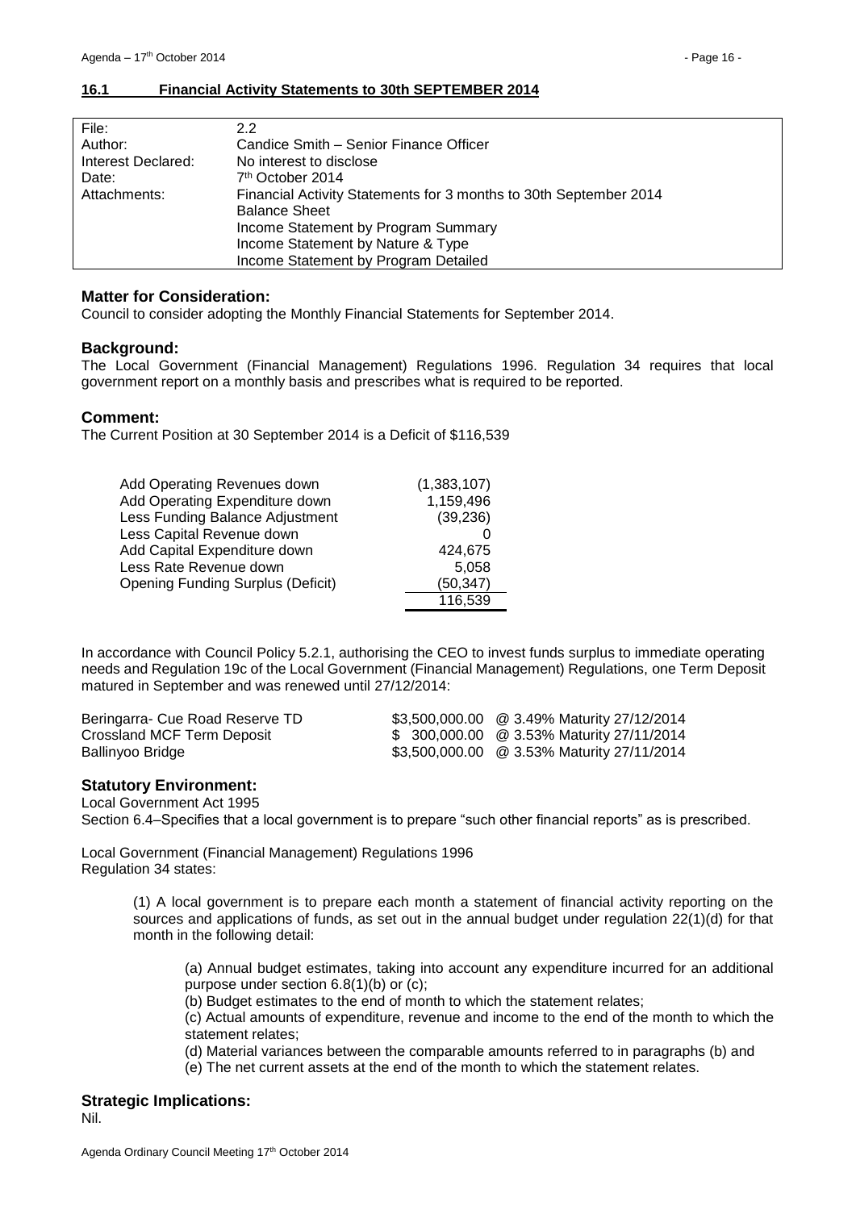## 16.1 Financial Activity Statements to 30th SEPTEMBER 2014

| | |
|---|---|
| File: | 2.2 |
| Author: | Candice Smith – Senior Finance Officer |
| Interest Declared: | No interest to disclose |
| Date: | 7th October 2014 |
| Attachments: | Financial Activity Statements for 3 months to 30th September 2014<br>Balance Sheet<br>Income Statement by Program Summary<br>Income Statement by Nature & Type<br>Income Statement by Program Detailed |

### Matter for Consideration:

Council to consider adopting the Monthly Financial Statements for September 2014.

### Background:

The Local Government (Financial Management) Regulations 1996. Regulation 34 requires that local government report on a monthly basis and prescribes what is required to be reported.

### Comment:

The Current Position at 30 September 2014 is a Deficit of $116,539

| | |
|---|---|
| Add Operating Revenues down | (1,383,107) |
| Add Operating Expenditure down | 1,159,496 |
| Less Funding Balance Adjustment | (39,236) |
| Less Capital Revenue down | 0 |
| Add Capital Expenditure down | 424,675 |
| Less Rate Revenue down | 5,058 |
| Opening Funding Surplus (Deficit) | (50,347) |
| | 116,539 |

In accordance with Council Policy 5.2.1, authorising the CEO to invest funds surplus to immediate operating needs and Regulation 19c of the Local Government (Financial Management) Regulations, one Term Deposit matured in September and was renewed until 27/12/2014:

| | |
|---|---|
| Beringarra- Cue Road Reserve TD | $3,500,000.00 @ 3.49% Maturity 27/12/2014 |
| Crossland MCF Term Deposit | $ 300,000.00 @ 3.53% Maturity 27/11/2014 |
| Ballinyoo Bridge | $3,500,000.00 @ 3.53% Maturity 27/11/2014 |

### Statutory Environment:

Local Government Act 1995

Section 6.4–Specifies that a local government is to prepare "such other financial reports" as is prescribed.

Local Government (Financial Management) Regulations 1996

Regulation 34 states:

> (1) A local government is to prepare each month a statement of financial activity reporting on the sources and applications of funds, as set out in the annual budget under regulation 22(1)(d) for that month in the following detail:
>
> > (a) Annual budget estimates, taking into account any expenditure incurred for an additional purpose under section 6.8(1)(b) or (c);
> >
> > (b) Budget estimates to the end of month to which the statement relates;
> >
> > (c) Actual amounts of expenditure, revenue and income to the end of the month to which the statement relates;
> >
> > (d) Material variances between the comparable amounts referred to in paragraphs (b) and
> >
> > (e) The net current assets at the end of the month to which the statement relates.

### Strategic Implications:

Nil.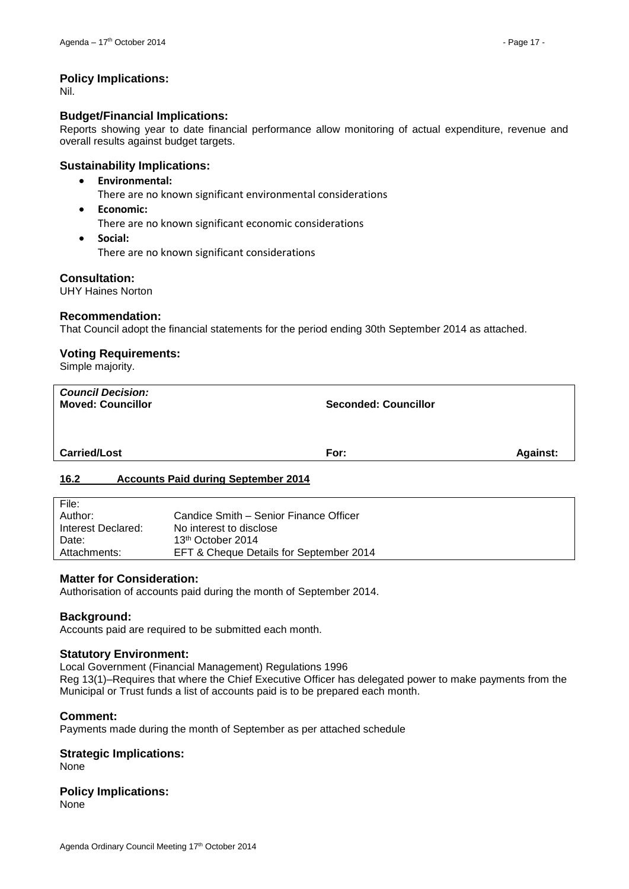### Policy Implications:

Nil.

### Budget/Financial Implications:

Reports showing year to date financial performance allow monitoring of actual expenditure, revenue and overall results against budget targets.

### Sustainability Implications:

- **Environmental:**
  There are no known significant environmental considerations
- **Economic:**
  There are no known significant economic considerations
- **Social:**
  There are no known significant considerations

### Consultation:

UHY Haines Norton

### Recommendation:

That Council adopt the financial statements for the period ending 30th September 2014 as attached.

### Voting Requirements:

Simple majority.

| ***Council Decision:*** **Moved: Councillor** | **Seconded: Councillor** | |
|---|---|---|
| **Carried/Lost** | **For:** | **Against:** |

## 16.2 Accounts Paid during September 2014

| File: | |
|---|---|
| Author: | Candice Smith – Senior Finance Officer |
| Interest Declared: | No interest to disclose |
| Date: | 13th October 2014 |
| Attachments: | EFT & Cheque Details for September 2014 |

### Matter for Consideration:

Authorisation of accounts paid during the month of September 2014.

### Background:

Accounts paid are required to be submitted each month.

### Statutory Environment:

Local Government (Financial Management) Regulations 1996
Reg 13(1)–Requires that where the Chief Executive Officer has delegated power to make payments from the Municipal or Trust funds a list of accounts paid is to be prepared each month.

### Comment:

Payments made during the month of September as per attached schedule

### Strategic Implications:

None

### Policy Implications:

None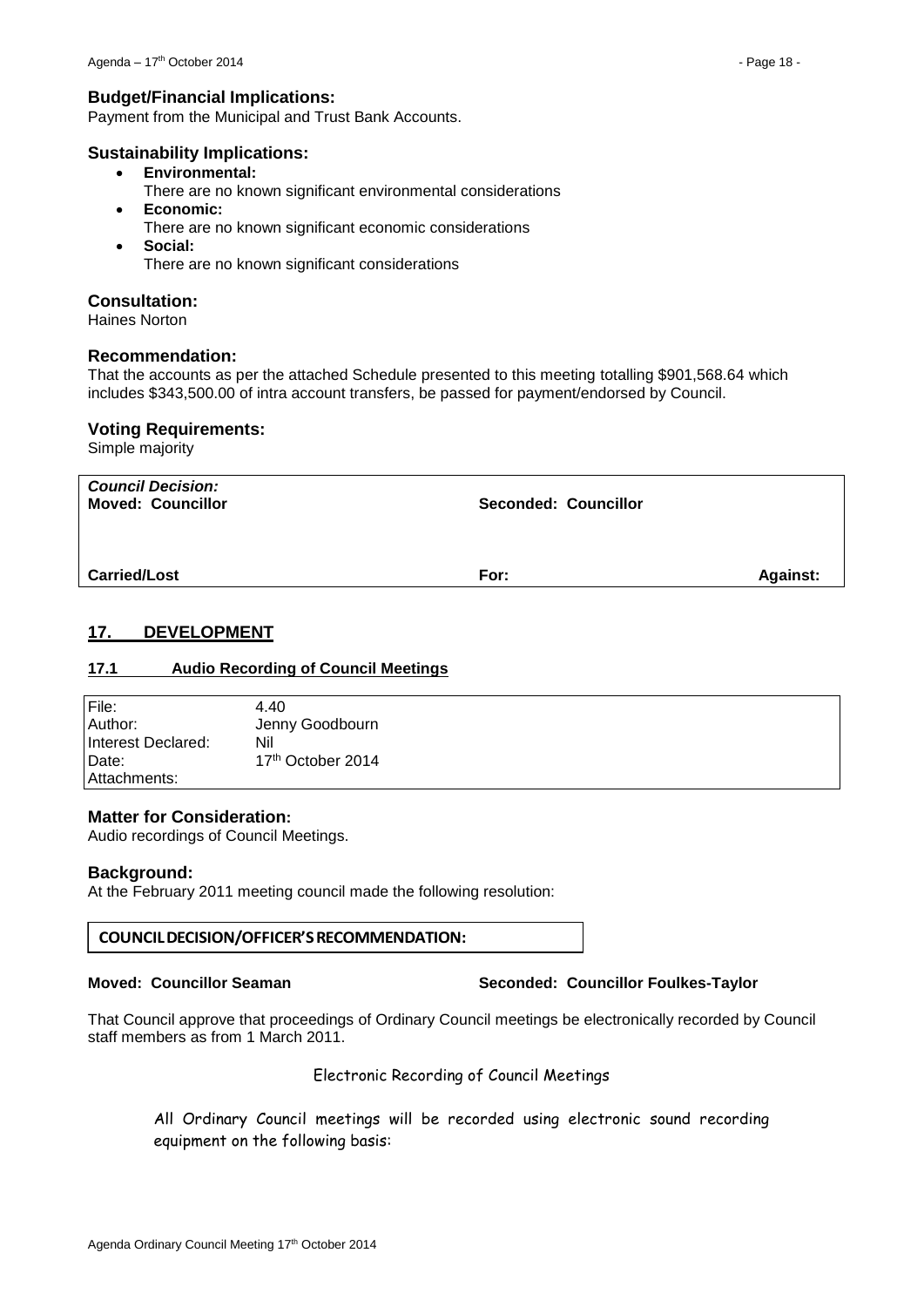**Budget/Financial Implications:**

Payment from the Municipal and Trust Bank Accounts.

**Sustainability Implications:**

- **Environmental:**
  There are no known significant environmental considerations
- **Economic:**
  There are no known significant economic considerations
- **Social:**
  There are no known significant considerations

**Consultation:**

Haines Norton

**Recommendation:**

That the accounts as per the attached Schedule presented to this meeting totalling $901,568.64 which includes $343,500.00 of intra account transfers, be passed for payment/endorsed by Council.

**Voting Requirements:**

Simple majority

| ***Council Decision:*** **Moved: Councillor** | **Seconded: Councillor** | |
|---|---|---|
| **Carried/Lost** | **For:** | **Against:** |

## 17. DEVELOPMENT

### 17.1 Audio Recording of Council Meetings

| | |
|---|---|
| File: | 4.40 |
| Author: | Jenny Goodbourn |
| Interest Declared: | Nil |
| Date: | 17th October 2014 |
| Attachments: | |

**Matter for Consideration:**

Audio recordings of Council Meetings.

**Background:**

At the February 2011 meeting council made the following resolution:

**COUNCIL DECISION/OFFICER'S RECOMMENDATION:**

**Moved: Councillor Seaman** **Seconded: Councillor Foulkes-Taylor**

That Council approve that proceedings of Ordinary Council meetings be electronically recorded by Council staff members as from 1 March 2011.

Electronic Recording of Council Meetings

All Ordinary Council meetings will be recorded using electronic sound recording equipment on the following basis: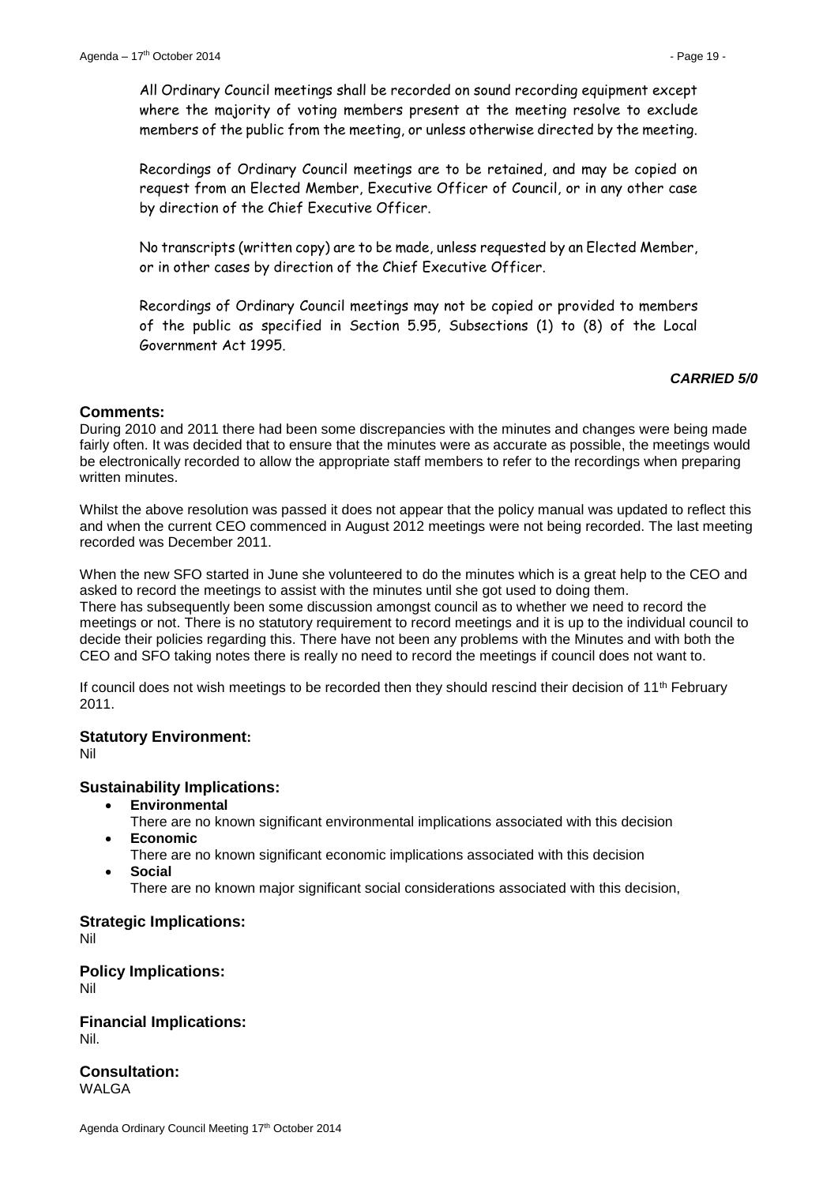All Ordinary Council meetings shall be recorded on sound recording equipment except where the majority of voting members present at the meeting resolve to exclude members of the public from the meeting, or unless otherwise directed by the meeting.

Recordings of Ordinary Council meetings are to be retained, and may be copied on request from an Elected Member, Executive Officer of Council, or in any other case by direction of the Chief Executive Officer.

No transcripts (written copy) are to be made, unless requested by an Elected Member, or in other cases by direction of the Chief Executive Officer.

Recordings of Ordinary Council meetings may not be copied or provided to members of the public as specified in Section 5.95, Subsections (1) to (8) of the Local Government Act 1995.

***CARRIED 5/0***

## Comments:

During 2010 and 2011 there had been some discrepancies with the minutes and changes were being made fairly often. It was decided that to ensure that the minutes were as accurate as possible, the meetings would be electronically recorded to allow the appropriate staff members to refer to the recordings when preparing written minutes.

Whilst the above resolution was passed it does not appear that the policy manual was updated to reflect this and when the current CEO commenced in August 2012 meetings were not being recorded. The last meeting recorded was December 2011.

When the new SFO started in June she volunteered to do the minutes which is a great help to the CEO and asked to record the meetings to assist with the minutes until she got used to doing them.
There has subsequently been some discussion amongst council as to whether we need to record the meetings or not. There is no statutory requirement to record meetings and it is up to the individual council to decide their policies regarding this. There have not been any problems with the Minutes and with both the CEO and SFO taking notes there is really no need to record the meetings if council does not want to.

If council does not wish meetings to be recorded then they should rescind their decision of 11th February 2011.

## Statutory Environment:

Nil

## Sustainability Implications:

- **Environmental**
  There are no known significant environmental implications associated with this decision
- **Economic**
  There are no known significant economic implications associated with this decision
- **Social**
  There are no known major significant social considerations associated with this decision,

## Strategic Implications:

Nil

## Policy Implications:

Nil

## Financial Implications:

Nil.

## Consultation:

WALGA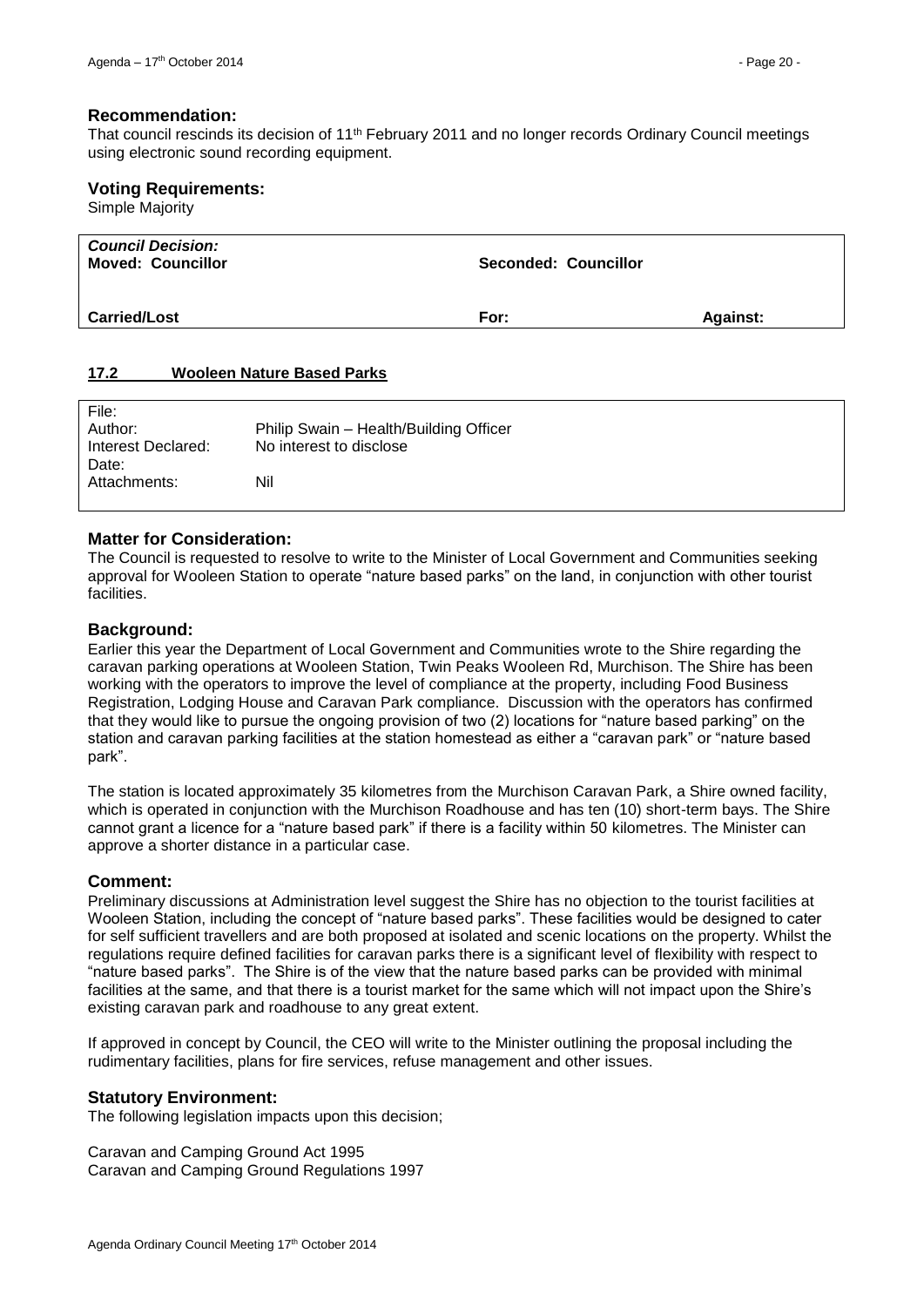### Recommendation:

That council rescinds its decision of 11th February 2011 and no longer records Ordinary Council meetings using electronic sound recording equipment.

### Voting Requirements:

Simple Majority

| ***Council Decision:*** **Moved: Councillor** | **Seconded: Councillor** | |
|---|---|---|
| **Carried/Lost** | **For:** | **Against:** |

## 17.2 Wooleen Nature Based Parks

| | |
|---|---|
| File: | |
| Author: | Philip Swain – Health/Building Officer |
| Interest Declared: | No interest to disclose |
| Date: | |
| Attachments: | Nil |

### Matter for Consideration:

The Council is requested to resolve to write to the Minister of Local Government and Communities seeking approval for Wooleen Station to operate "nature based parks" on the land, in conjunction with other tourist facilities.

### Background:

Earlier this year the Department of Local Government and Communities wrote to the Shire regarding the caravan parking operations at Wooleen Station, Twin Peaks Wooleen Rd, Murchison. The Shire has been working with the operators to improve the level of compliance at the property, including Food Business Registration, Lodging House and Caravan Park compliance. Discussion with the operators has confirmed that they would like to pursue the ongoing provision of two (2) locations for "nature based parking" on the station and caravan parking facilities at the station homestead as either a "caravan park" or "nature based park".

The station is located approximately 35 kilometres from the Murchison Caravan Park, a Shire owned facility, which is operated in conjunction with the Murchison Roadhouse and has ten (10) short-term bays. The Shire cannot grant a licence for a "nature based park" if there is a facility within 50 kilometres. The Minister can approve a shorter distance in a particular case.

### Comment:

Preliminary discussions at Administration level suggest the Shire has no objection to the tourist facilities at Wooleen Station, including the concept of "nature based parks". These facilities would be designed to cater for self sufficient travellers and are both proposed at isolated and scenic locations on the property. Whilst the regulations require defined facilities for caravan parks there is a significant level of flexibility with respect to "nature based parks". The Shire is of the view that the nature based parks can be provided with minimal facilities at the same, and that there is a tourist market for the same which will not impact upon the Shire's existing caravan park and roadhouse to any great extent.

If approved in concept by Council, the CEO will write to the Minister outlining the proposal including the rudimentary facilities, plans for fire services, refuse management and other issues.

### Statutory Environment:

The following legislation impacts upon this decision;

Caravan and Camping Ground Act 1995
Caravan and Camping Ground Regulations 1997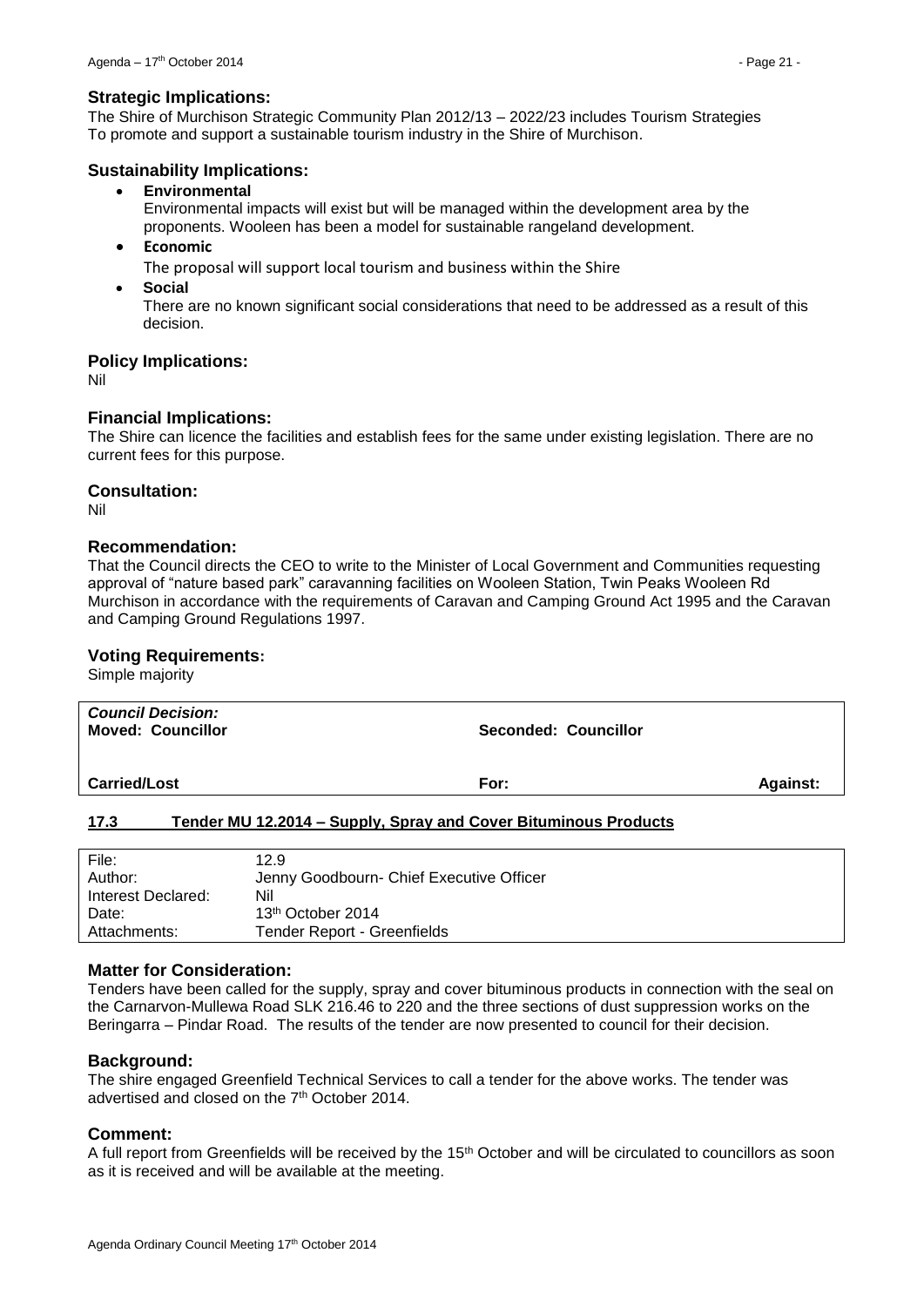### Strategic Implications:

The Shire of Murchison Strategic Community Plan 2012/13 – 2022/23 includes Tourism Strategies
To promote and support a sustainable tourism industry in the Shire of Murchison.

### Sustainability Implications:

- **Environmental**
  Environmental impacts will exist but will be managed within the development area by the proponents. Wooleen has been a model for sustainable rangeland development.
- **Economic**
  The proposal will support local tourism and business within the Shire
- **Social**
  There are no known significant social considerations that need to be addressed as a result of this decision.

### Policy Implications:

Nil

### Financial Implications:

The Shire can licence the facilities and establish fees for the same under existing legislation. There are no current fees for this purpose.

### Consultation:

Nil

### Recommendation:

That the Council directs the CEO to write to the Minister of Local Government and Communities requesting approval of "nature based park" caravanning facilities on Wooleen Station, Twin Peaks Wooleen Rd Murchison in accordance with the requirements of Caravan and Camping Ground Act 1995 and the Caravan and Camping Ground Regulations 1997.

### Voting Requirements:

Simple majority

| ***Council Decision:*** **Moved: Councillor** | **Seconded: Councillor** | |
|---|---|---|
| **Carried/Lost** | **For:** | **Against:** |

## 17.3 Tender MU 12.2014 – Supply, Spray and Cover Bituminous Products

| File: | 12.9 |
|---|---|
| Author: | Jenny Goodbourn- Chief Executive Officer |
| Interest Declared: | Nil |
| Date: | 13th October 2014 |
| Attachments: | Tender Report - Greenfields |

### Matter for Consideration:

Tenders have been called for the supply, spray and cover bituminous products in connection with the seal on the Carnarvon-Mullewa Road SLK 216.46 to 220 and the three sections of dust suppression works on the Beringarra – Pindar Road. The results of the tender are now presented to council for their decision.

### Background:

The shire engaged Greenfield Technical Services to call a tender for the above works. The tender was advertised and closed on the 7th October 2014.

### Comment:

A full report from Greenfields will be received by the 15th October and will be circulated to councillors as soon as it is received and will be available at the meeting.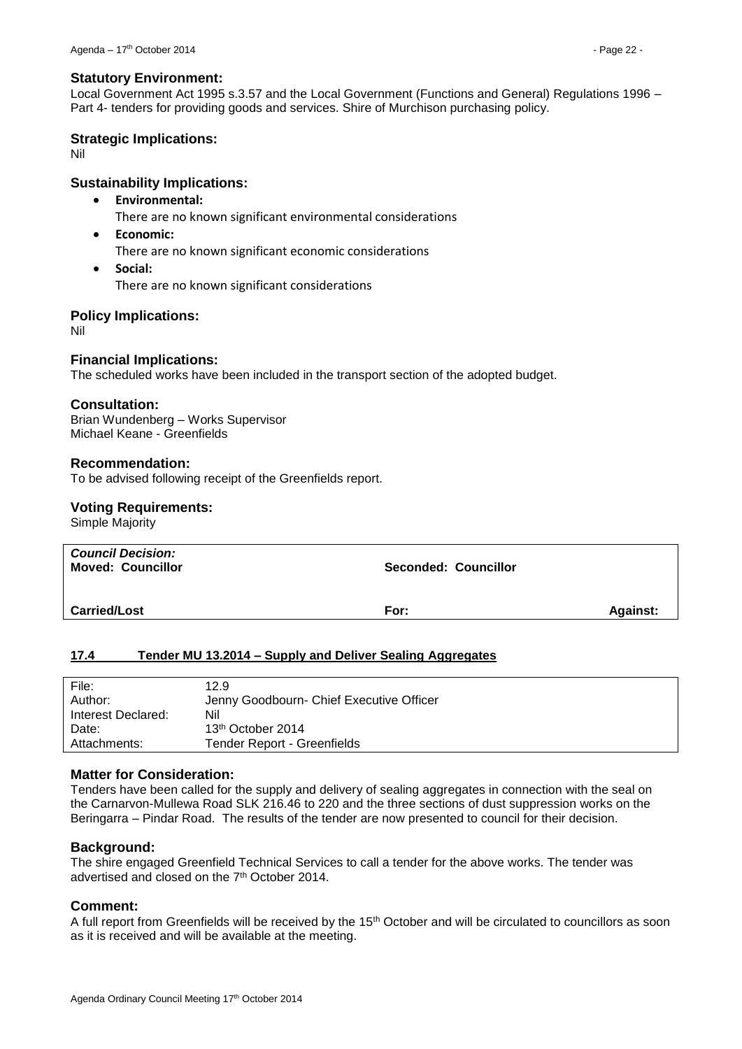### Statutory Environment:

Local Government Act 1995 s.3.57 and the Local Government (Functions and General) Regulations 1996 – Part 4- tenders for providing goods and services. Shire of Murchison purchasing policy.

### Strategic Implications:

Nil

### Sustainability Implications:

- **Environmental:**
  There are no known significant environmental considerations
- **Economic:**
  There are no known significant economic considerations
- **Social:**
  There are no known significant considerations

### Policy Implications:

Nil

### Financial Implications:

The scheduled works have been included in the transport section of the adopted budget.

### Consultation:

Brian Wundenberg – Works Supervisor
Michael Keane - Greenfields

### Recommendation:

To be advised following receipt of the Greenfields report.

### Voting Requirements:

Simple Majority

| *Council Decision:* **Moved: Councillor** | **Seconded: Councillor** | |
|---|---|---|
| **Carried/Lost** | **For:** | **Against:** |

## 17.4 Tender MU 13.2014 – Supply and Deliver Sealing Aggregates

| | |
|---|---|
| File: | 12.9 |
| Author: | Jenny Goodbourn- Chief Executive Officer |
| Interest Declared: | Nil |
| Date: | 13th October 2014 |
| Attachments: | Tender Report - Greenfields |

### Matter for Consideration:

Tenders have been called for the supply and delivery of sealing aggregates in connection with the seal on the Carnarvon-Mullewa Road SLK 216.46 to 220 and the three sections of dust suppression works on the Beringarra – Pindar Road. The results of the tender are now presented to council for their decision.

### Background:

The shire engaged Greenfield Technical Services to call a tender for the above works. The tender was advertised and closed on the 7th October 2014.

### Comment:

A full report from Greenfields will be received by the 15th October and will be circulated to councillors as soon as it is received and will be available at the meeting.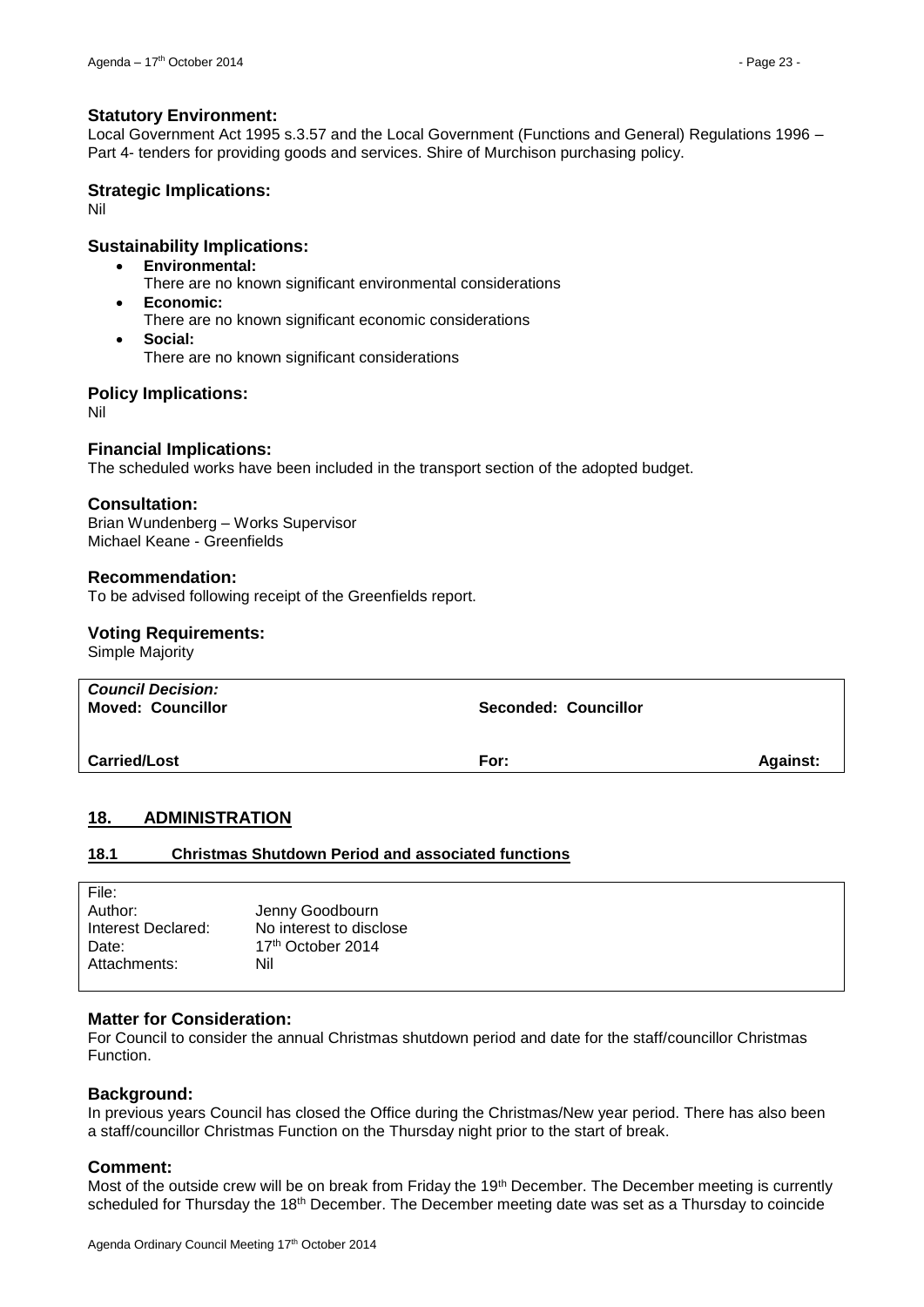### Statutory Environment:

Local Government Act 1995 s.3.57 and the Local Government (Functions and General) Regulations 1996 – Part 4- tenders for providing goods and services. Shire of Murchison purchasing policy.

### Strategic Implications:

Nil

### Sustainability Implications:

- **Environmental:**
  There are no known significant environmental considerations
- **Economic:**
  There are no known significant economic considerations
- **Social:**
  There are no known significant considerations

### Policy Implications:

Nil

### Financial Implications:

The scheduled works have been included in the transport section of the adopted budget.

### Consultation:

Brian Wundenberg – Works Supervisor
Michael Keane - Greenfields

### Recommendation:

To be advised following receipt of the Greenfields report.

### Voting Requirements:

Simple Majority

| *Council Decision:* | | |
|---|---|---|
| **Moved: Councillor** | **Seconded: Councillor** | |
| **Carried/Lost** | **For:** | **Against:** |

## 18. ADMINISTRATION

### 18.1 Christmas Shutdown Period and associated functions

| | |
|---|---|
| File: | |
| Author: | Jenny Goodbourn |
| Interest Declared: | No interest to disclose |
| Date: | 17th October 2014 |
| Attachments: | Nil |

### Matter for Consideration:

For Council to consider the annual Christmas shutdown period and date for the staff/councillor Christmas Function.

### Background:

In previous years Council has closed the Office during the Christmas/New year period. There has also been a staff/councillor Christmas Function on the Thursday night prior to the start of break.

### Comment:

Most of the outside crew will be on break from Friday the 19th December. The December meeting is currently scheduled for Thursday the 18th December. The December meeting date was set as a Thursday to coincide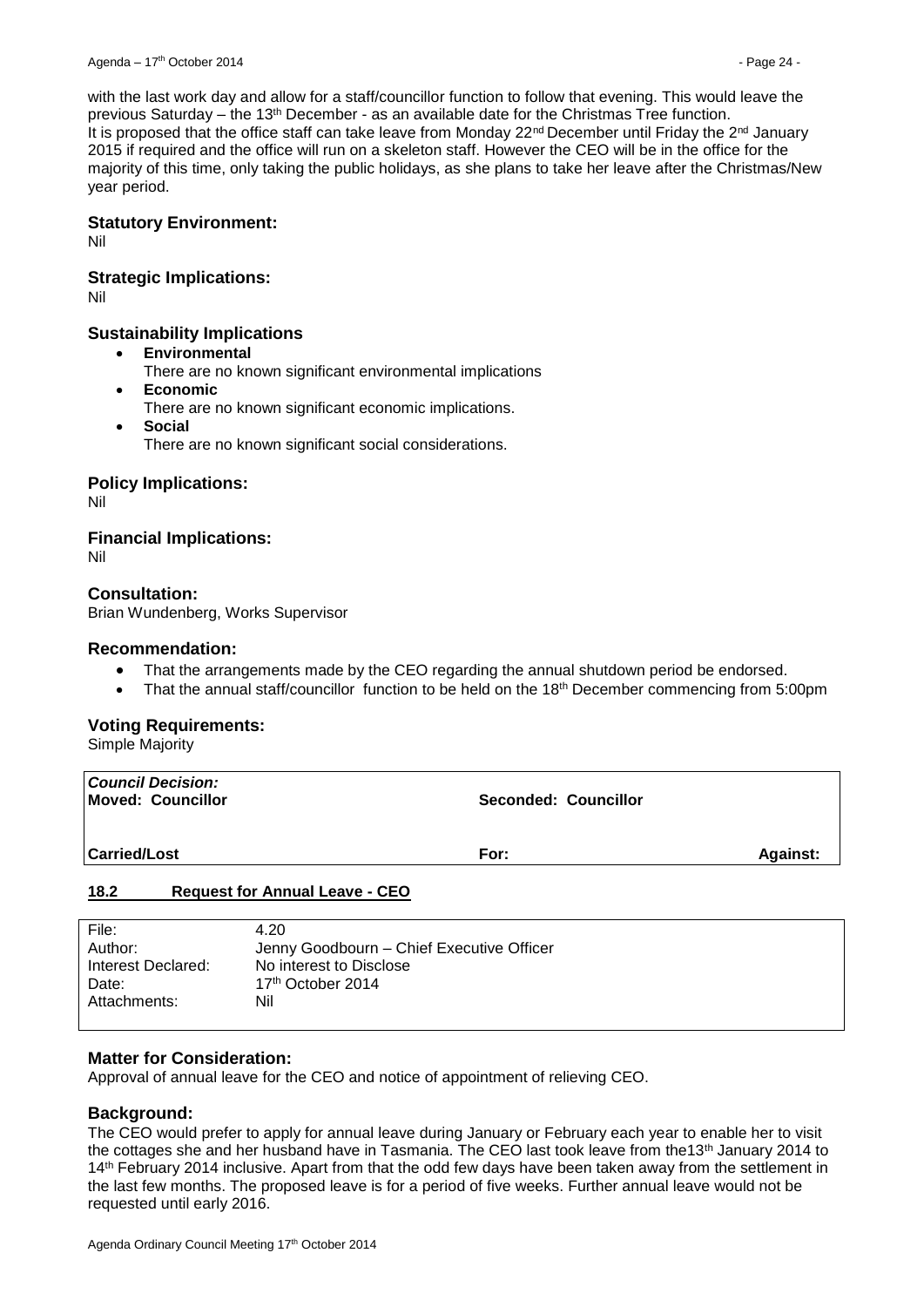with the last work day and allow for a staff/councillor function to follow that evening. This would leave the previous Saturday – the 13th December - as an available date for the Christmas Tree function.
It is proposed that the office staff can take leave from Monday 22nd December until Friday the 2nd January 2015 if required and the office will run on a skeleton staff. However the CEO will be in the office for the majority of this time, only taking the public holidays, as she plans to take her leave after the Christmas/New year period.

### Statutory Environment:

Nil

### Strategic Implications:

Nil

### Sustainability Implications

- **Environmental**
  There are no known significant environmental implications
- **Economic**
  There are no known significant economic implications.
- **Social**
  There are no known significant social considerations.

### Policy Implications:

Nil

### Financial Implications:

Nil

### Consultation:

Brian Wundenberg, Works Supervisor

### Recommendation:

- That the arrangements made by the CEO regarding the annual shutdown period be endorsed.
- That the annual staff/councillor function to be held on the 18th December commencing from 5:00pm

### Voting Requirements:

Simple Majority

| ***Council Decision:*** | | |
|---|---|---|
| **Moved: Councillor** | **Seconded: Councillor** | |
| **Carried/Lost** | **For:** | **Against:** |

## 18.2 Request for Annual Leave - CEO

| | |
|---|---|
| File: | 4.20 |
| Author: | Jenny Goodbourn – Chief Executive Officer |
| Interest Declared: | No interest to Disclose |
| Date: | 17th October 2014 |
| Attachments: | Nil |

### Matter for Consideration:

Approval of annual leave for the CEO and notice of appointment of relieving CEO.

### Background:

The CEO would prefer to apply for annual leave during January or February each year to enable her to visit the cottages she and her husband have in Tasmania. The CEO last took leave from the13th January 2014 to 14th February 2014 inclusive. Apart from that the odd few days have been taken away from the settlement in the last few months. The proposed leave is for a period of five weeks. Further annual leave would not be requested until early 2016.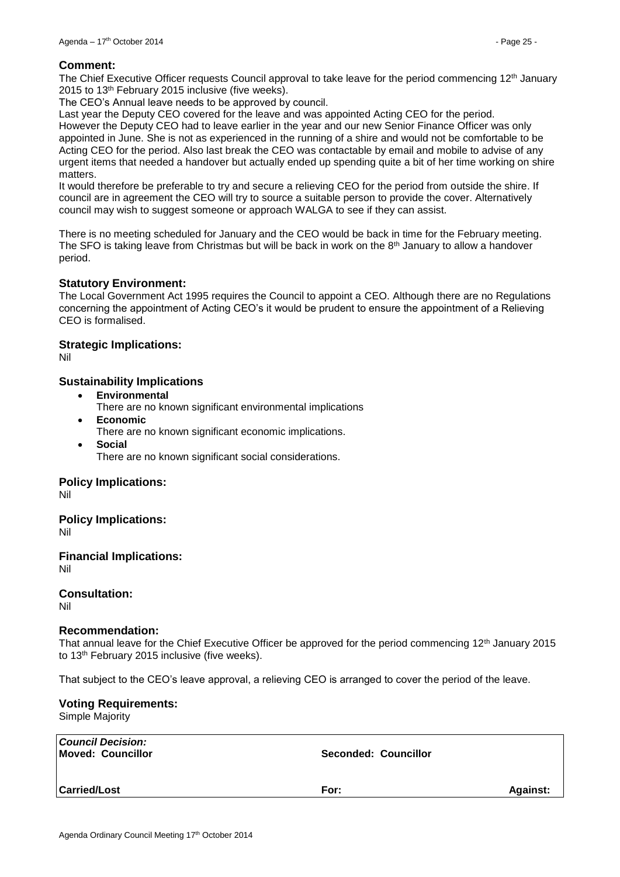## Comment:

The Chief Executive Officer requests Council approval to take leave for the period commencing 12th January 2015 to 13th February 2015 inclusive (five weeks).

The CEO's Annual leave needs to be approved by council.

Last year the Deputy CEO covered for the leave and was appointed Acting CEO for the period.

However the Deputy CEO had to leave earlier in the year and our new Senior Finance Officer was only appointed in June. She is not as experienced in the running of a shire and would not be comfortable to be Acting CEO for the period. Also last break the CEO was contactable by email and mobile to advise of any urgent items that needed a handover but actually ended up spending quite a bit of her time working on shire matters.

It would therefore be preferable to try and secure a relieving CEO for the period from outside the shire. If council are in agreement the CEO will try to source a suitable person to provide the cover. Alternatively council may wish to suggest someone or approach WALGA to see if they can assist.

There is no meeting scheduled for January and the CEO would be back in time for the February meeting. The SFO is taking leave from Christmas but will be back in work on the 8th January to allow a handover period.

## Statutory Environment:

The Local Government Act 1995 requires the Council to appoint a CEO. Although there are no Regulations concerning the appointment of Acting CEO's it would be prudent to ensure the appointment of a Relieving CEO is formalised.

## Strategic Implications:

Nil

## Sustainability Implications

- **Environmental**
  There are no known significant environmental implications
- **Economic**
  There are no known significant economic implications.
- **Social**
  There are no known significant social considerations.

## Policy Implications:

Nil

## Policy Implications:

Nil

## Financial Implications:

Nil

## Consultation:

Nil

## Recommendation:

That annual leave for the Chief Executive Officer be approved for the period commencing 12th January 2015 to 13th February 2015 inclusive (five weeks).

That subject to the CEO's leave approval, a relieving CEO is arranged to cover the period of the leave.

## Voting Requirements:

Simple Majority

| ***Council Decision:*** **Moved: Councillor** | **Seconded: Councillor** | |
|---|---|---|
| **Carried/Lost** | **For:** | **Against:** |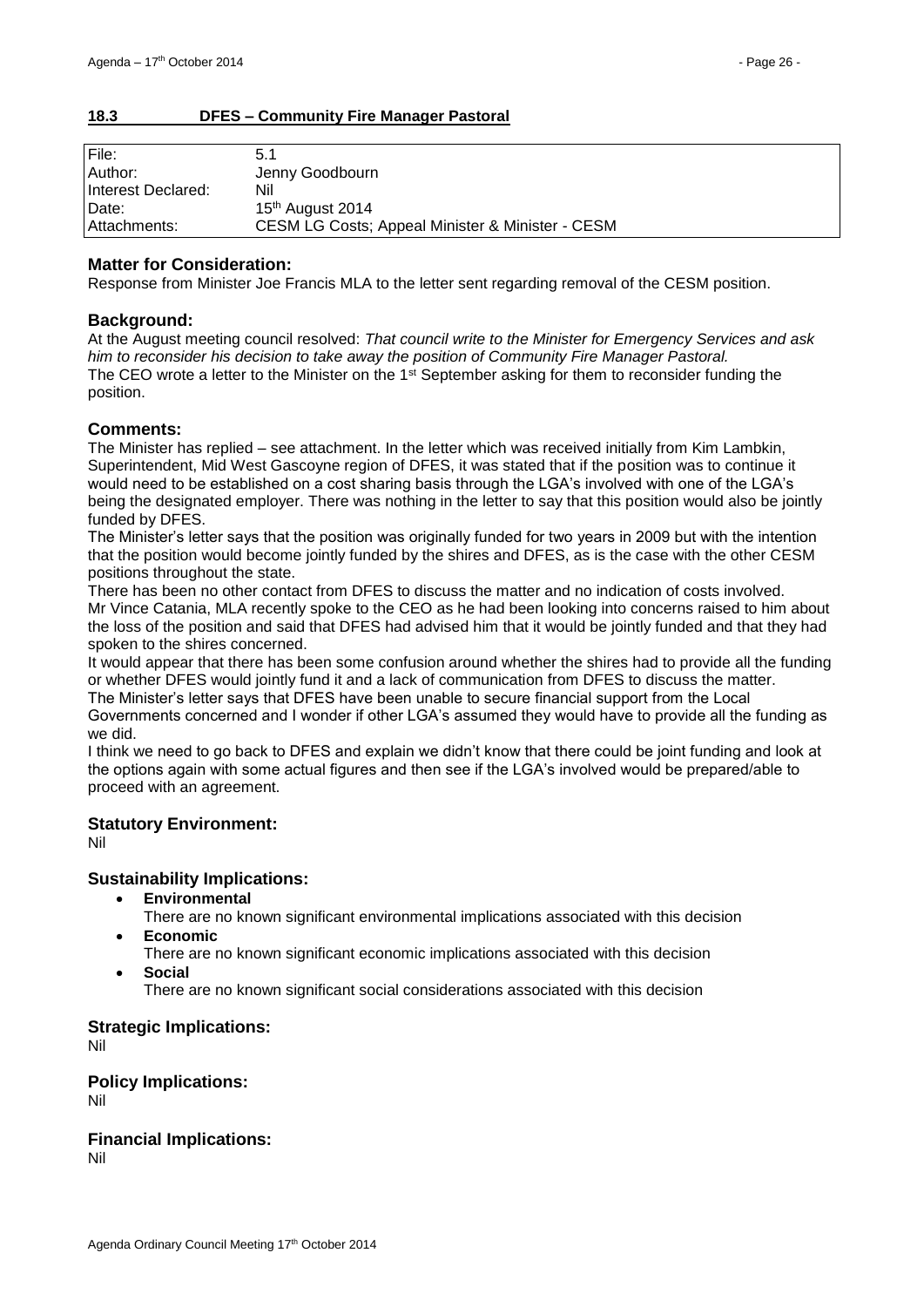## 18.3 DFES – Community Fire Manager Pastoral

| | |
|---|---|
| File: | 5.1 |
| Author: | Jenny Goodbourn |
| Interest Declared: | Nil |
| Date: | 15th August 2014 |
| Attachments: | CESM LG Costs; Appeal Minister & Minister - CESM |

### Matter for Consideration:

Response from Minister Joe Francis MLA to the letter sent regarding removal of the CESM position.

### Background:

At the August meeting council resolved: *That council write to the Minister for Emergency Services and ask him to reconsider his decision to take away the position of Community Fire Manager Pastoral.*
The CEO wrote a letter to the Minister on the 1st September asking for them to reconsider funding the position.

### Comments:

The Minister has replied – see attachment. In the letter which was received initially from Kim Lambkin, Superintendent, Mid West Gascoyne region of DFES, it was stated that if the position was to continue it would need to be established on a cost sharing basis through the LGA's involved with one of the LGA's being the designated employer. There was nothing in the letter to say that this position would also be jointly funded by DFES.
The Minister's letter says that the position was originally funded for two years in 2009 but with the intention that the position would become jointly funded by the shires and DFES, as is the case with the other CESM positions throughout the state.
There has been no other contact from DFES to discuss the matter and no indication of costs involved.
Mr Vince Catania, MLA recently spoke to the CEO as he had been looking into concerns raised to him about the loss of the position and said that DFES had advised him that it would be jointly funded and that they had spoken to the shires concerned.
It would appear that there has been some confusion around whether the shires had to provide all the funding or whether DFES would jointly fund it and a lack of communication from DFES to discuss the matter.
The Minister's letter says that DFES have been unable to secure financial support from the Local Governments concerned and I wonder if other LGA's assumed they would have to provide all the funding as we did.
I think we need to go back to DFES and explain we didn't know that there could be joint funding and look at the options again with some actual figures and then see if the LGA's involved would be prepared/able to proceed with an agreement.

### Statutory Environment:

Nil

### Sustainability Implications:

- **Environmental**
  There are no known significant environmental implications associated with this decision
- **Economic**
  There are no known significant economic implications associated with this decision
- **Social**
  There are no known significant social considerations associated with this decision

### Strategic Implications:

Nil

### Policy Implications:

Nil

### Financial Implications:

Nil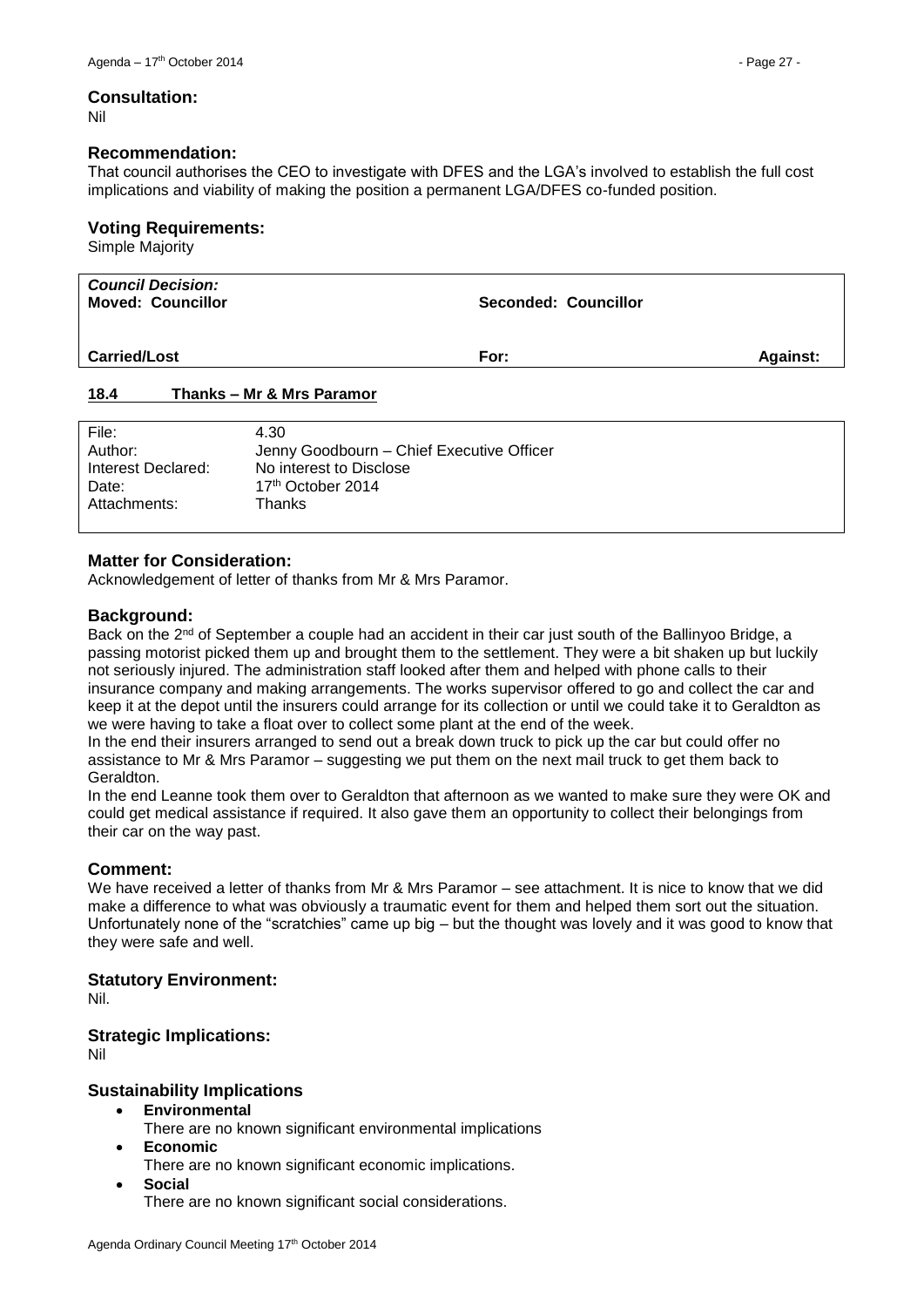### Consultation:

Nil

### Recommendation:

That council authorises the CEO to investigate with DFES and the LGA's involved to establish the full cost implications and viability of making the position a permanent LGA/DFES co-funded position.

### Voting Requirements:

Simple Majority

| ***Council Decision:*** **Moved: Councillor** | **Seconded: Councillor** | |
|---|---|---|
| **Carried/Lost** | **For:** | **Against:** |

## 18.4 Thanks – Mr & Mrs Paramor

| | |
|---|---|
| File: | 4.30 |
| Author: | Jenny Goodbourn – Chief Executive Officer |
| Interest Declared: | No interest to Disclose |
| Date: | 17th October 2014 |
| Attachments: | Thanks |

### Matter for Consideration:

Acknowledgement of letter of thanks from Mr & Mrs Paramor.

### Background:

Back on the 2nd of September a couple had an accident in their car just south of the Ballinyoo Bridge, a passing motorist picked them up and brought them to the settlement. They were a bit shaken up but luckily not seriously injured. The administration staff looked after them and helped with phone calls to their insurance company and making arrangements. The works supervisor offered to go and collect the car and keep it at the depot until the insurers could arrange for its collection or until we could take it to Geraldton as we were having to take a float over to collect some plant at the end of the week.

In the end their insurers arranged to send out a break down truck to pick up the car but could offer no assistance to Mr & Mrs Paramor – suggesting we put them on the next mail truck to get them back to Geraldton.

In the end Leanne took them over to Geraldton that afternoon as we wanted to make sure they were OK and could get medical assistance if required. It also gave them an opportunity to collect their belongings from their car on the way past.

### Comment:

We have received a letter of thanks from Mr & Mrs Paramor – see attachment. It is nice to know that we did make a difference to what was obviously a traumatic event for them and helped them sort out the situation. Unfortunately none of the "scratchies" came up big – but the thought was lovely and it was good to know that they were safe and well.

### Statutory Environment:

Nil.

### Strategic Implications:

Nil

### Sustainability Implications

- **Environmental**
  There are no known significant environmental implications
- **Economic**
  There are no known significant economic implications.
- **Social**
  There are no known significant social considerations.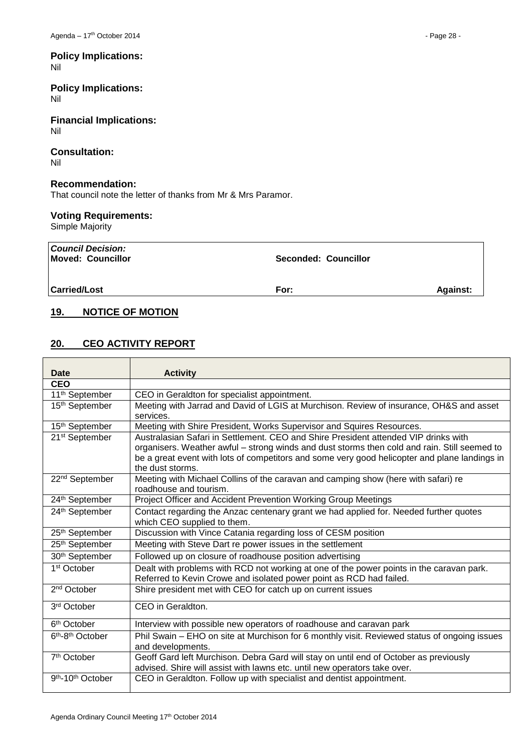**Policy Implications:**
Nil

**Policy Implications:**
Nil

**Financial Implications:**
Nil

**Consultation:**
Nil

**Recommendation:**
That council note the letter of thanks from Mr & Mrs Paramor.

**Voting Requirements:**
Simple Majority

| *Council Decision:* **Moved: Councillor** | **Seconded: Councillor** | |
|---|---|---|
| **Carried/Lost** | **For:** | **Against:** |

## 19. NOTICE OF MOTION

## 20. CEO ACTIVITY REPORT

| Date | Activity |
|---|---|
| **CEO** | |
| 11th September | CEO in Geraldton for specialist appointment. |
| 15th September | Meeting with Jarrad and David of LGIS at Murchison. Review of insurance, OH&S and asset services. |
| 15th September | Meeting with Shire President, Works Supervisor and Squires Resources. |
| 21st September | Australasian Safari in Settlement. CEO and Shire President attended VIP drinks with organisers. Weather awful – strong winds and dust storms then cold and rain. Still seemed to be a great event with lots of competitors and some very good helicopter and plane landings in the dust storms. |
| 22nd September | Meeting with Michael Collins of the caravan and camping show (here with safari) re roadhouse and tourism. |
| 24th September | Project Officer and Accident Prevention Working Group Meetings |
| 24th September | Contact regarding the Anzac centenary grant we had applied for. Needed further quotes which CEO supplied to them. |
| 25th September | Discussion with Vince Catania regarding loss of CESM position |
| 25th September | Meeting with Steve Dart re power issues in the settlement |
| 30th September | Followed up on closure of roadhouse position advertising |
| 1st October | Dealt with problems with RCD not working at one of the power points in the caravan park. Referred to Kevin Crowe and isolated power point as RCD had failed. |
| 2nd October | Shire president met with CEO for catch up on current issues |
| 3rd October | CEO in Geraldton. |
| 6th October | Interview with possible new operators of roadhouse and caravan park |
| 6th-8th October | Phil Swain – EHO on site at Murchison for 6 monthly visit. Reviewed status of ongoing issues and developments. |
| 7th October | Geoff Gard left Murchison. Debra Gard will stay on until end of October as previously advised. Shire will assist with lawns etc. until new operators take over. |
| 9th-10th October | CEO in Geraldton. Follow up with specialist and dentist appointment. |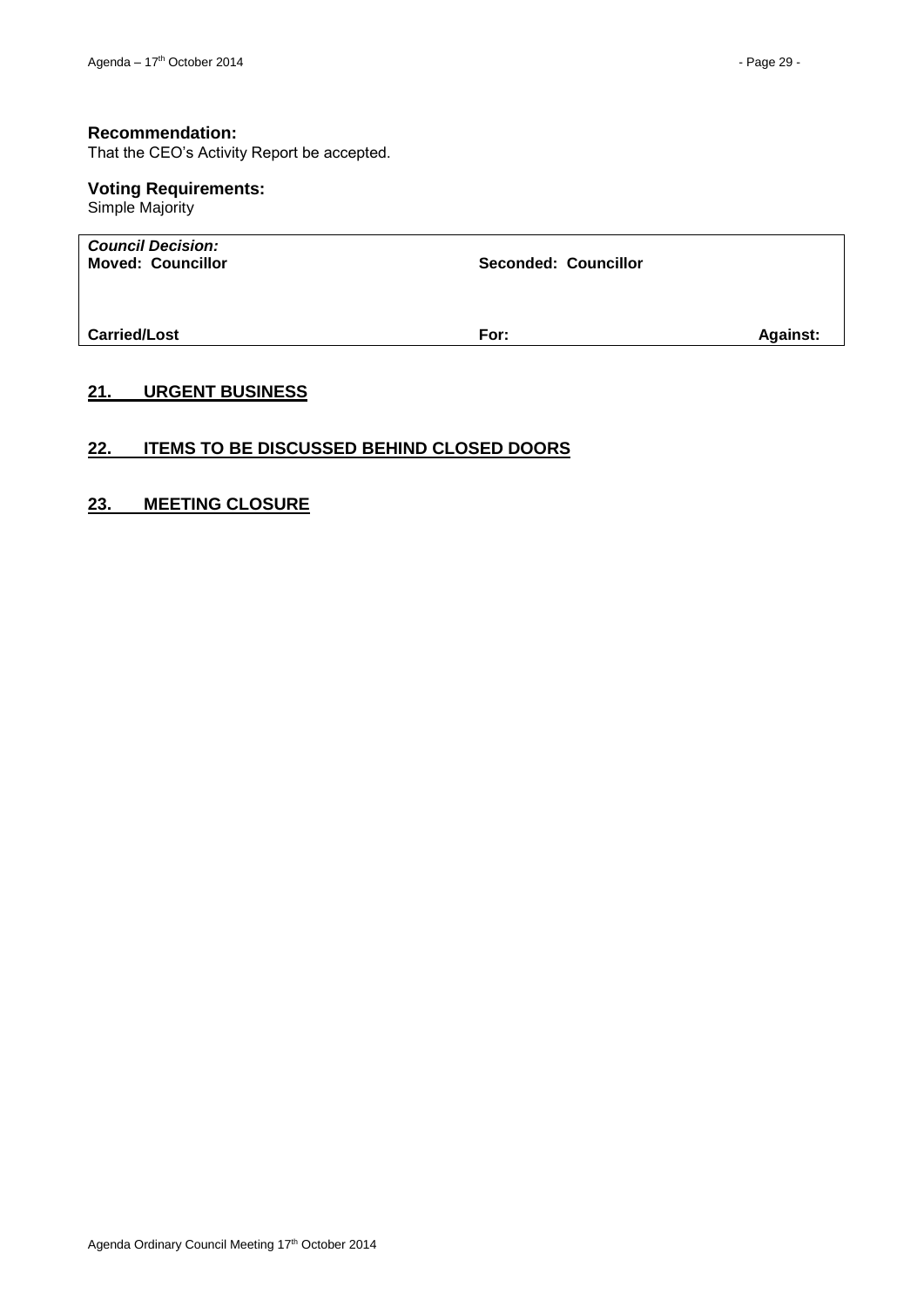**Recommendation:**
That the CEO's Activity Report be accepted.

**Voting Requirements:**
Simple Majority

| | | |
|---|---|---|
| ***Council Decision:*** **Moved: Councillor** | **Seconded: Councillor** | |
| **Carried/Lost** | **For:** | **Against:** |

## 21. URGENT BUSINESS

## 22. ITEMS TO BE DISCUSSED BEHIND CLOSED DOORS

## 23. MEETING CLOSURE